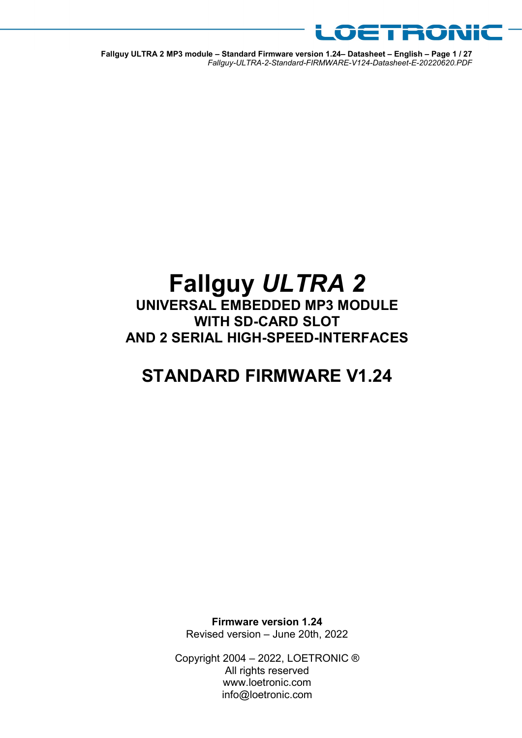# Fallguy *ULTRA 2*

## UNIVERSAL EMBEDDED MP3 MODULE WITH SD-CARD SLOT AND 2 SERIAL HIGH-SPEED-INTERFACES

## STANDARD FIRMWARE V1.24

**Firmware version 1.24**
Revised version – June 20th, 2022

Copyright 2004 – 2022, LOETRONIC ®
All rights reserved
www.loetronic.com
info@loetronic.com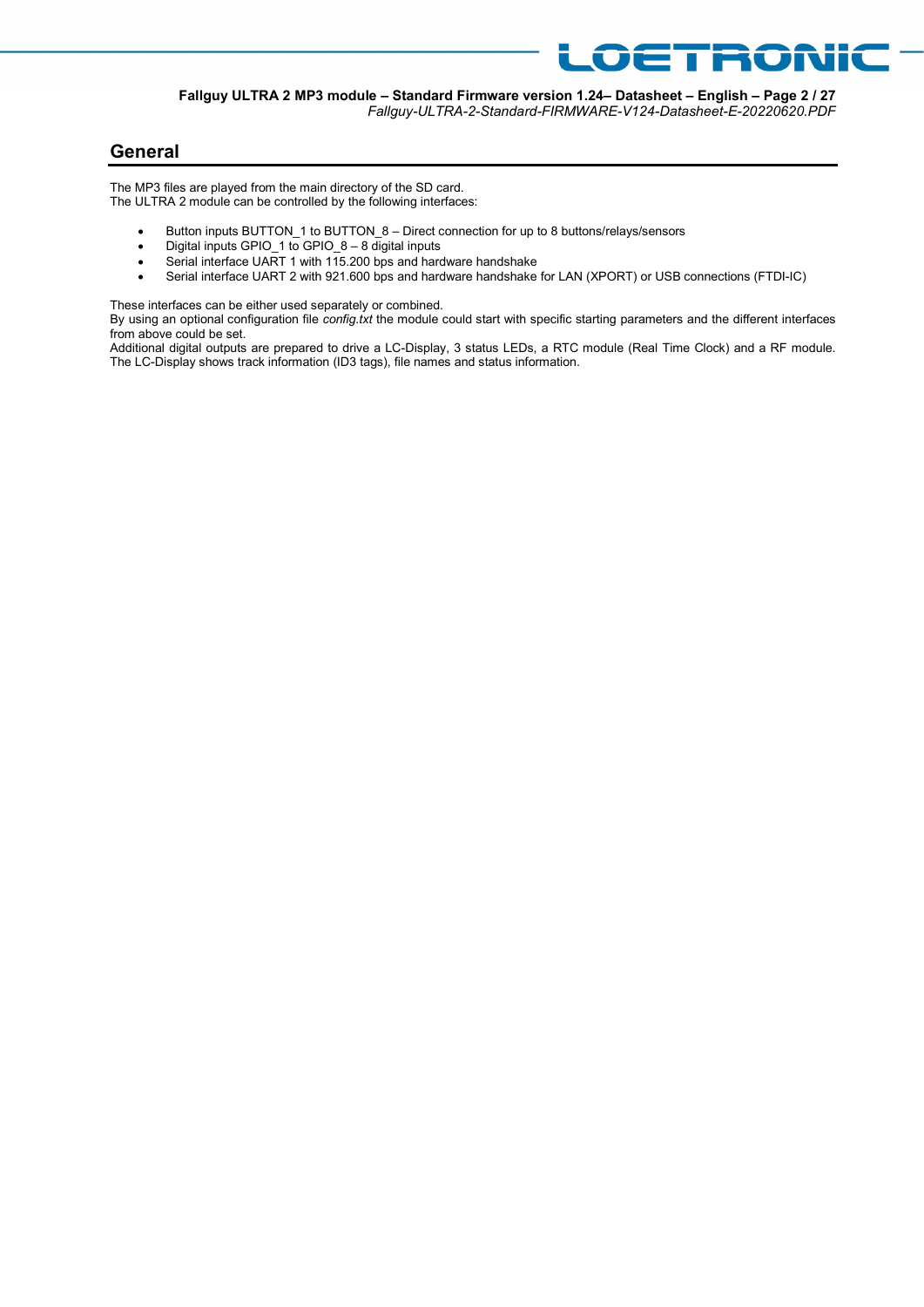## General

The MP3 files are played from the main directory of the SD card.
The ULTRA 2 module can be controlled by the following interfaces:

- Button inputs BUTTON_1 to BUTTON_8 – Direct connection for up to 8 buttons/relays/sensors
- Digital inputs GPIO_1 to GPIO_8 – 8 digital inputs
- Serial interface UART 1 with 115.200 bps and hardware handshake
- Serial interface UART 2 with 921.600 bps and hardware handshake for LAN (XPORT) or USB connections (FTDI-IC)

These interfaces can be either used separately or combined.
By using an optional configuration file *config.txt* the module could start with specific starting parameters and the different interfaces from above could be set.
Additional digital outputs are prepared to drive a LC-Display, 3 status LEDs, a RTC module (Real Time Clock) and a RF module.
The LC-Display shows track information (ID3 tags), file names and status information.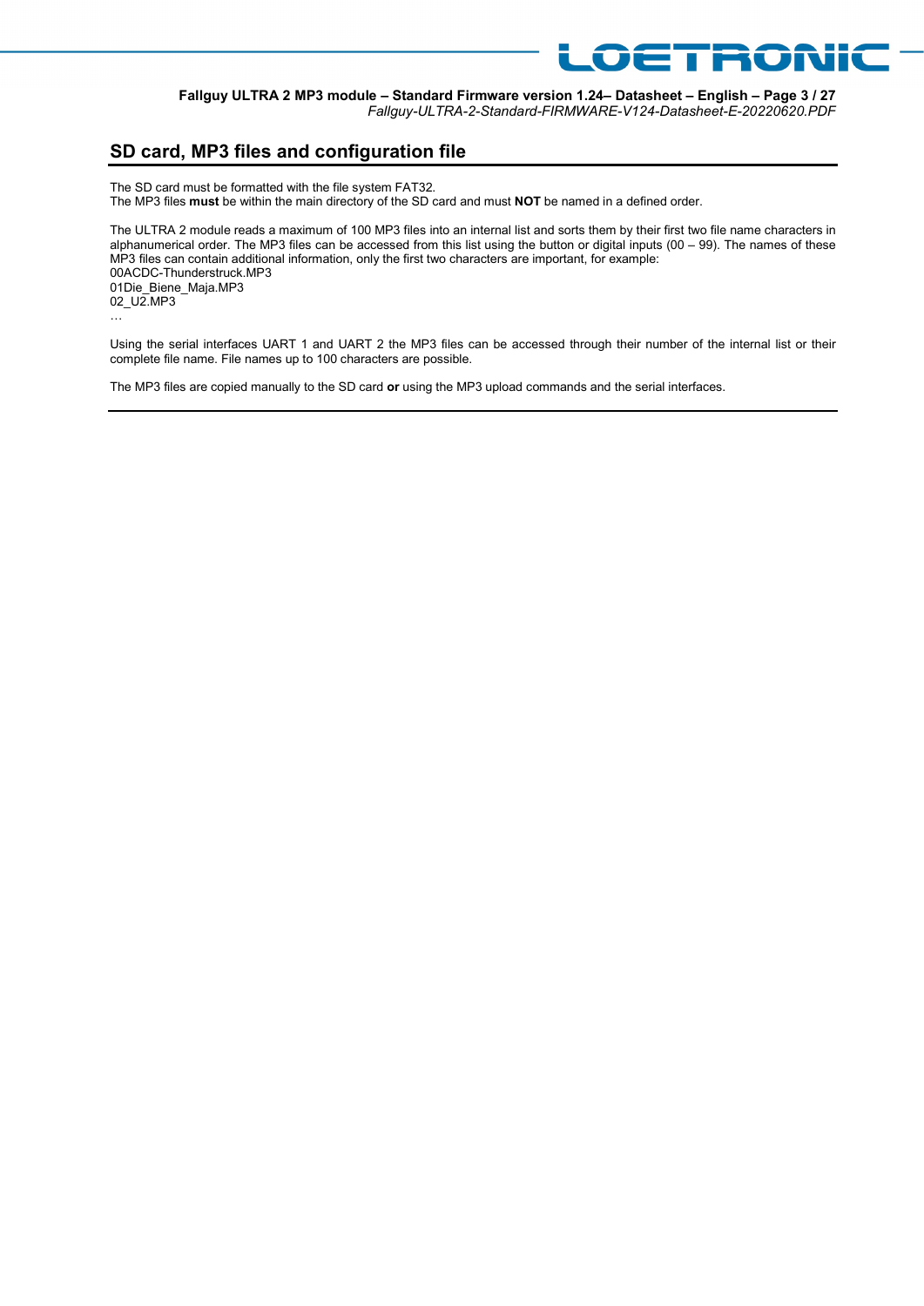## SD card, MP3 files and configuration file

The SD card must be formatted with the file system FAT32.
The MP3 files **must** be within the main directory of the SD card and must **NOT** be named in a defined order.

The ULTRA 2 module reads a maximum of 100 MP3 files into an internal list and sorts them by their first two file name characters in alphanumerical order. The MP3 files can be accessed from this list using the button or digital inputs (00 – 99). The names of these MP3 files can contain additional information, only the first two characters are important, for example:
00ACDC-Thunderstruck.MP3
01Die_Biene_Maja.MP3
02_U2.MP3
…

Using the serial interfaces UART 1 and UART 2 the MP3 files can be accessed through their number of the internal list or their complete file name. File names up to 100 characters are possible.

The MP3 files are copied manually to the SD card **or** using the MP3 upload commands and the serial interfaces.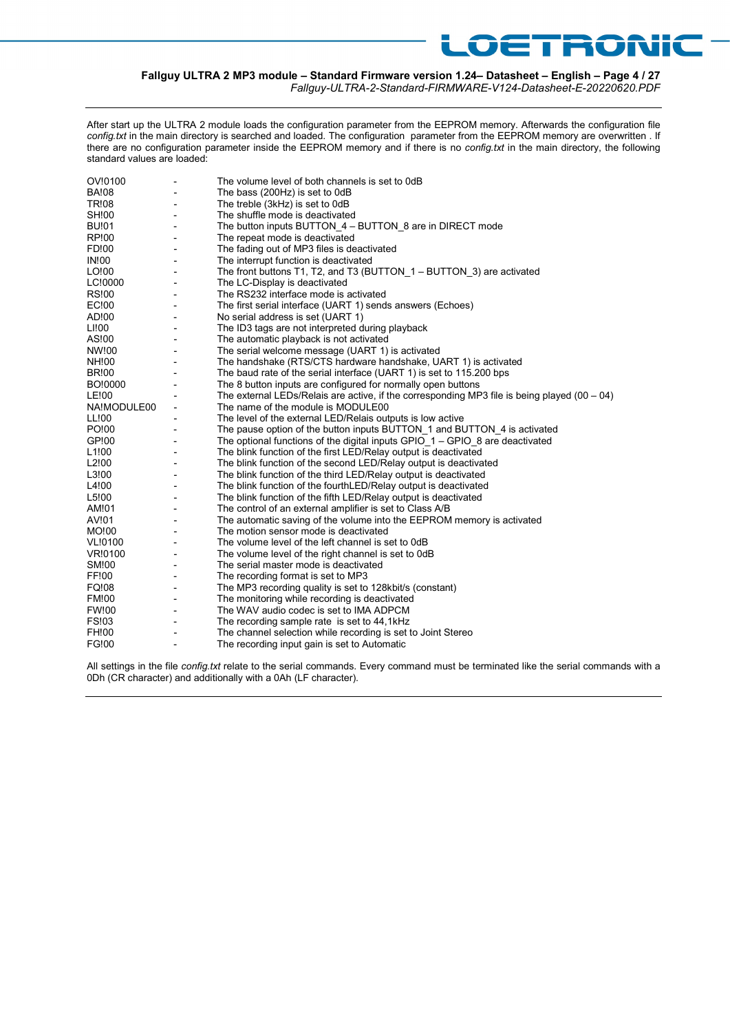After start up the ULTRA 2 module loads the configuration parameter from the EEPROM memory. Afterwards the configuration file *config.txt* in the main directory is searched and loaded. The configuration parameter from the EEPROM memory are overwritten . If there are no configuration parameter inside the EEPROM memory and if there is no *config.txt* in the main directory, the following standard values are loaded:

| | | |
|---|---|---|
| OV!0100 | - | The volume level of both channels is set to 0dB |
| BA!08 | - | The bass (200Hz) is set to 0dB |
| TR!08 | - | The treble (3kHz) is set to 0dB |
| SH!00 | - | The shuffle mode is deactivated |
| BU!01 | - | The button inputs BUTTON_4 – BUTTON_8 are in DIRECT mode |
| RP!00 | - | The repeat mode is deactivated |
| FD!00 | - | The fading out of MP3 files is deactivated |
| IN!00 | - | The interrupt function is deactivated |
| LO!00 | - | The front buttons T1, T2, and T3 (BUTTON_1 – BUTTON_3) are activated |
| LC!0000 | - | The LC-Display is deactivated |
| RS!00 | - | The RS232 interface mode is activated |
| EC!00 | - | The first serial interface (UART 1) sends answers (Echoes) |
| AD!00 | - | No serial address is set (UART 1) |
| LI!00 | - | The ID3 tags are not interpreted during playback |
| AS!00 | - | The automatic playback is not activated |
| NW!00 | - | The serial welcome message (UART 1) is activated |
| NH!00 | - | The handshake (RTS/CTS hardware handshake, UART 1) is activated |
| BR!00 | - | The baud rate of the serial interface (UART 1) is set to 115.200 bps |
| BO!0000 | - | The 8 button inputs are configured for normally open buttons |
| LE!00 | - | The external LEDs/Relais are active, if the corresponding MP3 file is being played (00 – 04) |
| NA!MODULE00 | - | The name of the module is MODULE00 |
| LL!00 | - | The level of the external LED/Relais outputs is low active |
| PO!00 | - | The pause option of the button inputs BUTTON_1 and BUTTON_4 is activated |
| GP!00 | - | The optional functions of the digital inputs GPIO_1 – GPIO_8 are deactivated |
| L1!00 | - | The blink function of the first LED/Relay output is deactivated |
| L2!00 | - | The blink function of the second LED/Relay output is deactivated |
| L3!00 | - | The blink function of the third LED/Relay output is deactivated |
| L4!00 | - | The blink function of the fourthLED/Relay output is deactivated |
| L5!00 | - | The blink function of the fifth LED/Relay output is deactivated |
| AM!01 | - | The control of an external amplifier is set to Class A/B |
| AV!01 | - | The automatic saving of the volume into the EEPROM memory is activated |
| MO!00 | - | The motion sensor mode is deactivated |
| VL!0100 | - | The volume level of the left channel is set to 0dB |
| VR!0100 | - | The volume level of the right channel is set to 0dB |
| SM!00 | - | The serial master mode is deactivated |
| FF!00 | - | The recording format is set to MP3 |
| FQ!08 | - | The MP3 recording quality is set to 128kbit/s (constant) |
| FM!00 | - | The monitoring while recording is deactivated |
| FW!00 | - | The WAV audio codec is set to IMA ADPCM |
| FS!03 | - | The recording sample rate is set to 44,1kHz |
| FH!00 | - | The channel selection while recording is set to Joint Stereo |
| FG!00 | - | The recording input gain is set to Automatic |

All settings in the file *config.txt* relate to the serial commands. Every command must be terminated like the serial commands with a 0Dh (CR character) and additionally with a 0Ah (LF character).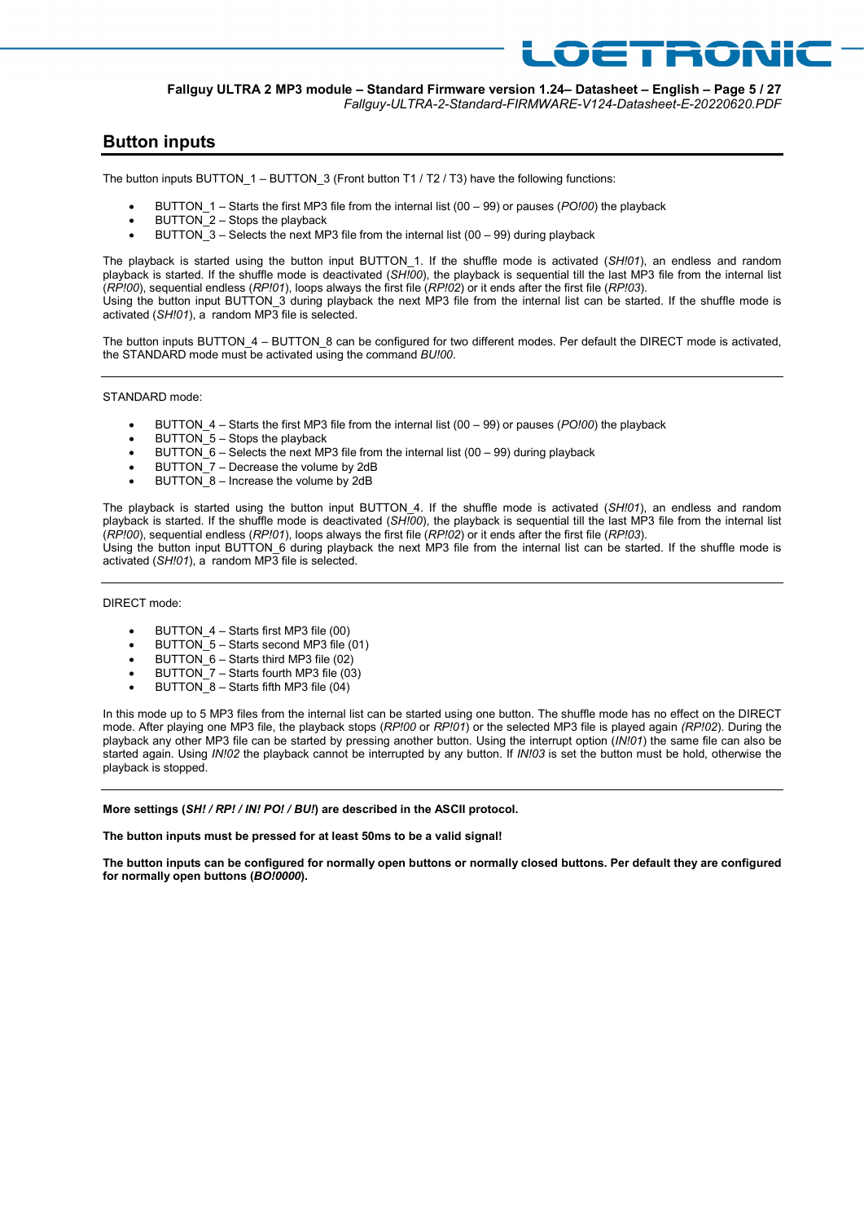## Button inputs

The button inputs BUTTON_1 – BUTTON_3 (Front button T1 / T2 / T3) have the following functions:

- BUTTON_1 – Starts the first MP3 file from the internal list (00 – 99) or pauses (*PO!00*) the playback
- BUTTON_2 – Stops the playback
- BUTTON_3 – Selects the next MP3 file from the internal list (00 – 99) during playback

The playback is started using the button input BUTTON_1. If the shuffle mode is activated (*SH!01*), an endless and random playback is started. If the shuffle mode is deactivated (*SH!00*), the playback is sequential till the last MP3 file from the internal list (*RP!00*), sequential endless (*RP!01*), loops always the first file (*RP!02*) or it ends after the first file (*RP!03*).
Using the button input BUTTON_3 during playback the next MP3 file from the internal list can be started. If the shuffle mode is activated (*SH!01*), a random MP3 file is selected.

The button inputs BUTTON_4 – BUTTON_8 can be configured for two different modes. Per default the DIRECT mode is activated, the STANDARD mode must be activated using the command *BU!00*.

---

STANDARD mode:

- BUTTON_4 – Starts the first MP3 file from the internal list (00 – 99) or pauses (*PO!00*) the playback
- BUTTON_5 – Stops the playback
- BUTTON_6 – Selects the next MP3 file from the internal list (00 – 99) during playback
- BUTTON_7 – Decrease the volume by 2dB
- BUTTON_8 – Increase the volume by 2dB

The playback is started using the button input BUTTON_4. If the shuffle mode is activated (*SH!01*), an endless and random playback is started. If the shuffle mode is deactivated (*SH!00*), the playback is sequential till the last MP3 file from the internal list (*RP!00*), sequential endless (*RP!01*), loops always the first file (*RP!02*) or it ends after the first file (*RP!03*).
Using the button input BUTTON_6 during playback the next MP3 file from the internal list can be started. If the shuffle mode is activated (*SH!01*), a random MP3 file is selected.

---

DIRECT mode:

- BUTTON_4 – Starts first MP3 file (00)
- BUTTON_5 – Starts second MP3 file (01)
- BUTTON_6 – Starts third MP3 file (02)
- BUTTON_7 – Starts fourth MP3 file (03)
- BUTTON_8 – Starts fifth MP3 file (04)

In this mode up to 5 MP3 files from the internal list can be started using one button. The shuffle mode has no effect on the DIRECT mode. After playing one MP3 file, the playback stops (*RP!00* or *RP!01*) or the selected MP3 file is played again (*RP!02*). During the playback any other MP3 file can be started by pressing another button. Using the interrupt option (*IN!01*) the same file can also be started again. Using *IN!02* the playback cannot be interrupted by any button. If *IN!03* is set the button must be hold, otherwise the playback is stopped.

---

**More settings (*SH! / RP! / IN! PO! / BU!*) are described in the ASCII protocol.**

**The button inputs must be pressed for at least 50ms to be a valid signal!**

**The button inputs can be configured for normally open buttons or normally closed buttons. Per default they are configured for normally open buttons (*BO!0000*).**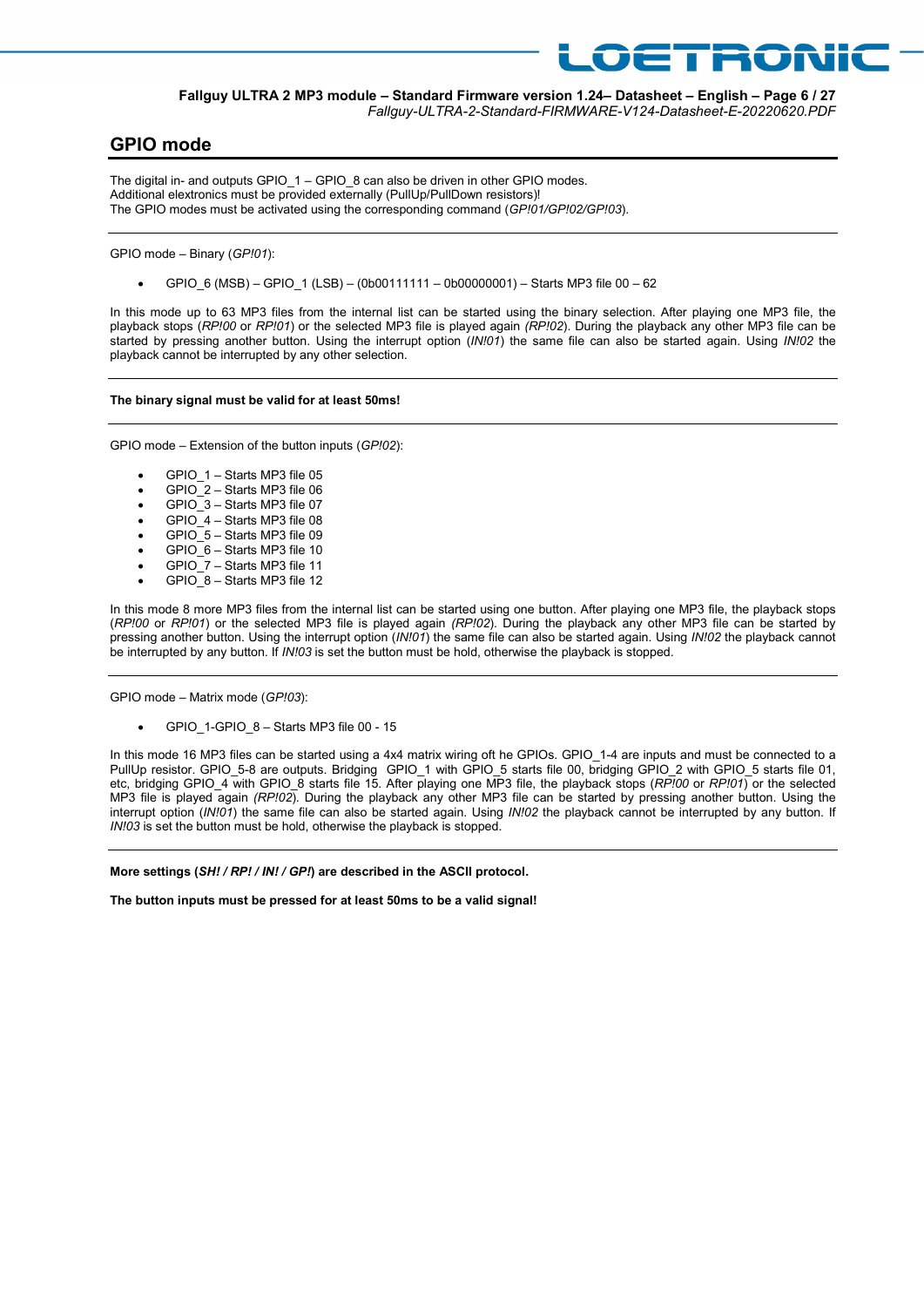## GPIO mode

The digital in- and outputs GPIO_1 – GPIO_8 can also be driven in other GPIO modes.
Additional elextronics must be provided externally (PullUp/PullDown resistors)!
The GPIO modes must be activated using the corresponding command (*GP!01/GP!02/GP!03*).

---

GPIO mode – Binary (*GP!01*):

- GPIO_6 (MSB) – GPIO_1 (LSB) – (0b00111111 – 0b00000001) – Starts MP3 file 00 – 62

In this mode up to 63 MP3 files from the internal list can be started using the binary selection. After playing one MP3 file, the playback stops (*RP!00* or *RP!01*) or the selected MP3 file is played again *(RP!02*). During the playback any other MP3 file can be started by pressing another button. Using the interrupt option (*IN!01*) the same file can also be started again. Using *IN!02* the playback cannot be interrupted by any other selection.

---

**The binary signal must be valid for at least 50ms!**

---

GPIO mode – Extension of the button inputs (*GP!02*):

- GPIO_1 – Starts MP3 file 05
- GPIO_2 – Starts MP3 file 06
- GPIO_3 – Starts MP3 file 07
- GPIO_4 – Starts MP3 file 08
- GPIO_5 – Starts MP3 file 09
- GPIO_6 – Starts MP3 file 10
- GPIO_7 – Starts MP3 file 11
- GPIO_8 – Starts MP3 file 12

In this mode 8 more MP3 files from the internal list can be started using one button. After playing one MP3 file, the playback stops (*RP!00* or *RP!01*) or the selected MP3 file is played again *(RP!02*). During the playback any other MP3 file can be started by pressing another button. Using the interrupt option (*IN!01*) the same file can also be started again. Using *IN!02* the playback cannot be interrupted by any button. If *IN!03* is set the button must be hold, otherwise the playback is stopped.

---

GPIO mode – Matrix mode (*GP!03*):

- GPIO_1-GPIO_8 – Starts MP3 file 00 - 15

In this mode 16 MP3 files can be started using a 4x4 matrix wiring oft he GPIOs. GPIO_1-4 are inputs and must be connected to a PullUp resistor. GPIO_5-8 are outputs. Bridging GPIO_1 with GPIO_5 starts file 00, bridging GPIO_2 with GPIO_5 starts file 01, etc, bridging GPIO_4 with GPIO_8 starts file 15. After playing one MP3 file, the playback stops (*RP!00* or *RP!01*) or the selected MP3 file is played again *(RP!02*). During the playback any other MP3 file can be started by pressing another button. Using the interrupt option (*IN!01*) the same file can also be started again. Using *IN!02* the playback cannot be interrupted by any button. If *IN!03* is set the button must be hold, otherwise the playback is stopped.

---

**More settings (*SH! / RP! / IN! / GP!*) are described in the ASCII protocol.**

**The button inputs must be pressed for at least 50ms to be a valid signal!**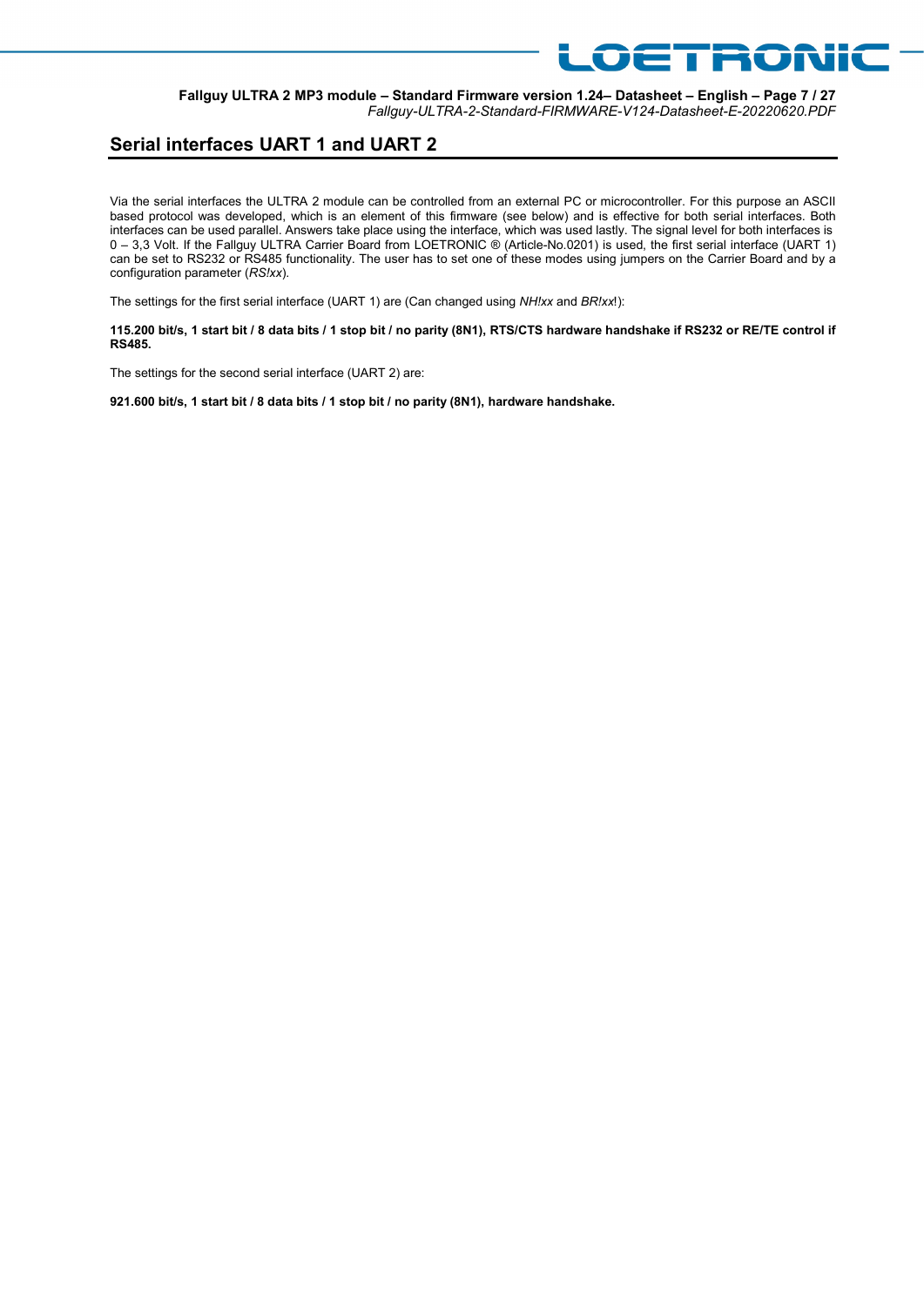## Serial interfaces UART 1 and UART 2

Via the serial interfaces the ULTRA 2 module can be controlled from an external PC or microcontroller. For this purpose an ASCII based protocol was developed, which is an element of this firmware (see below) and is effective for both serial interfaces. Both interfaces can be used parallel. Answers take place using the interface, which was used lastly. The signal level for both interfaces is 0 – 3,3 Volt. If the Fallguy ULTRA Carrier Board from LOETRONIC ® (Article-No.0201) is used, the first serial interface (UART 1) can be set to RS232 or RS485 functionality. The user has to set one of these modes using jumpers on the Carrier Board and by a configuration parameter (*RS!xx*).

The settings for the first serial interface (UART 1) are (Can changed using *NH!xx* and *BR!xx*!):

**115.200 bit/s, 1 start bit / 8 data bits / 1 stop bit / no parity (8N1), RTS/CTS hardware handshake if RS232 or RE/TE control if RS485.**

The settings for the second serial interface (UART 2) are:

**921.600 bit/s, 1 start bit / 8 data bits / 1 stop bit / no parity (8N1), hardware handshake.**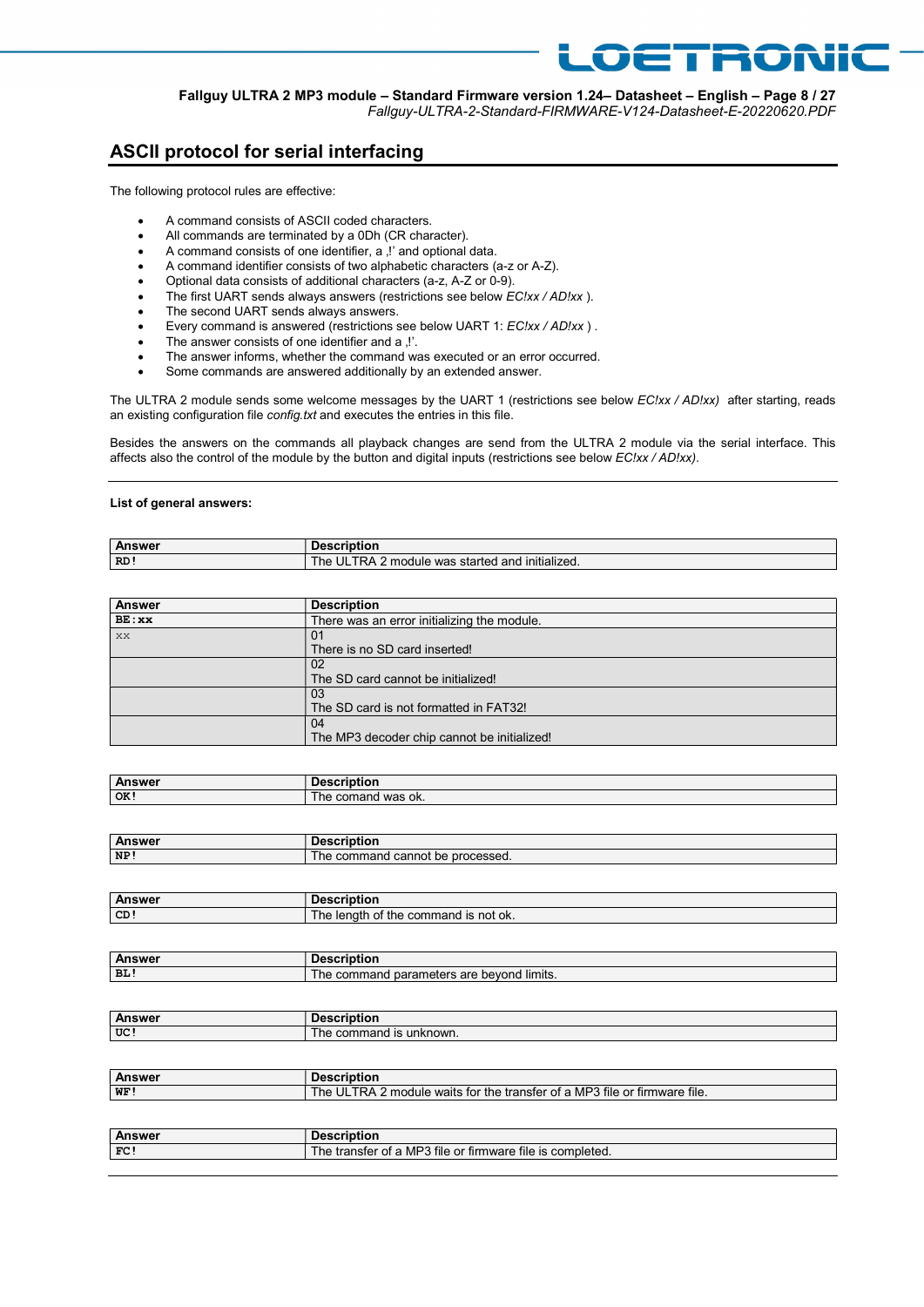## ASCII protocol for serial interfacing

The following protocol rules are effective:

- A command consists of ASCII coded characters.
- All commands are terminated by a 0Dh (CR character).
- A command consists of one identifier, a ‚!' and optional data.
- A command identifier consists of two alphabetic characters (a-z or A-Z).
- Optional data consists of additional characters (a-z, A-Z or 0-9).
- The first UART sends always answers (restrictions see below *EC!xx / AD!xx* ).
- The second UART sends always answers.
- Every command is answered (restrictions see below UART 1: *EC!xx / AD!xx* ) .
- The answer consists of one identifier and a ‚!'.
- The answer informs, whether the command was executed or an error occurred.
- Some commands are answered additionally by an extended answer.

The ULTRA 2 module sends some welcome messages by the UART 1 (restrictions see below *EC!xx / AD!xx)* after starting, reads an existing configuration file *config.txt* and executes the entries in this file.

Besides the answers on the commands all playback changes are send from the ULTRA 2 module via the serial interface. This affects also the control of the module by the button and digital inputs (restrictions see below *EC!xx / AD!xx)*.

---

**List of general answers:**

| Answer | Description |
|---|---|
| **RD!** | The ULTRA 2 module was started and initialized. |

| Answer | Description |
|---|---|
| **BE:xx** | There was an error initializing the module. |
| xx | 01<br>There is no SD card inserted! |
| | 02<br>The SD card cannot be initialized! |
| | 03<br>The SD card is not formatted in FAT32! |
| | 04<br>The MP3 decoder chip cannot be initialized! |

| Answer | Description |
|---|---|
| **OK!** | The comand was ok. |

| Answer | Description |
|---|---|
| **NP!** | The command cannot be processed. |

| Answer | Description |
|---|---|
| **CD!** | The length of the command is not ok. |

| Answer | Description |
|---|---|
| **BL!** | The command parameters are beyond limits. |

| Answer | Description |
|---|---|
| **UC!** | The command is unknown. |

| Answer | Description |
|---|---|
| **WF!** | The ULTRA 2 module waits for the transfer of a MP3 file or firmware file. |

| Answer | Description |
|---|---|
| **FC!** | The transfer of a MP3 file or firmware file is completed. |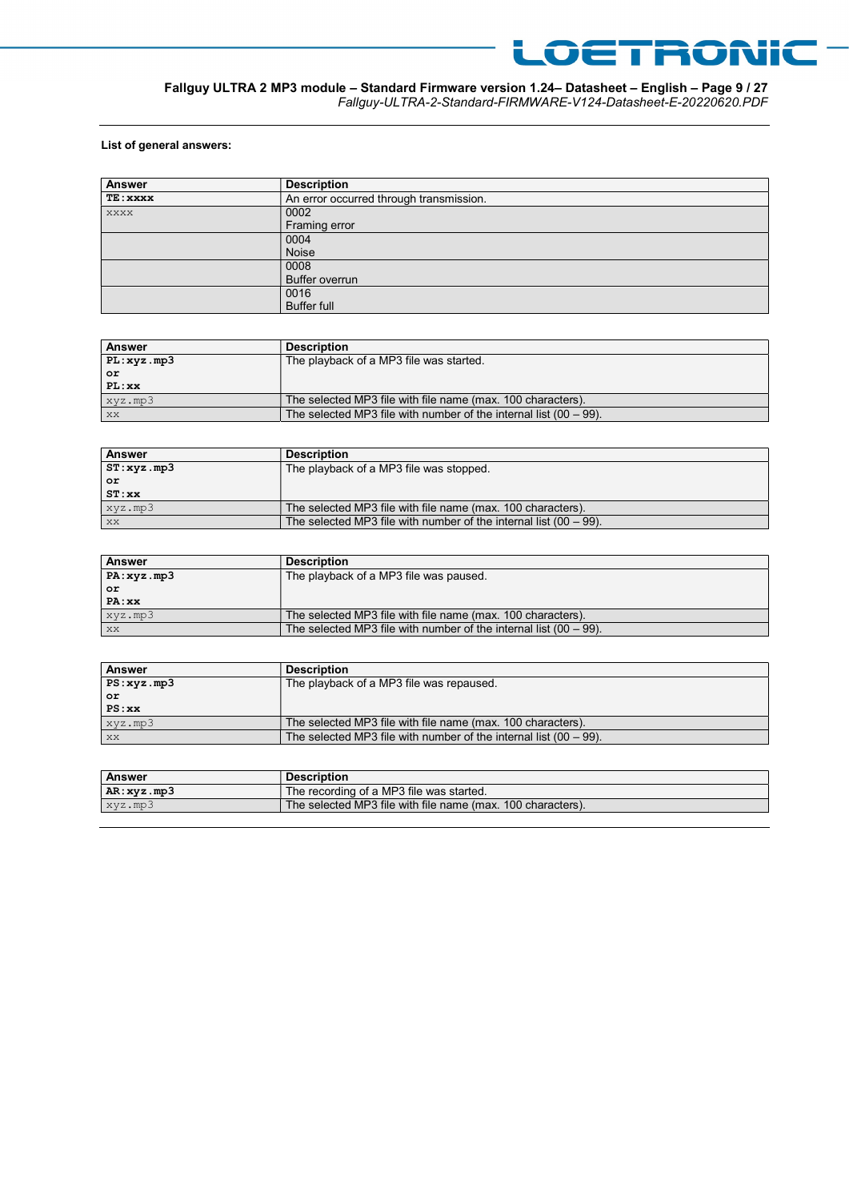**List of general answers:**

| Answer | Description |
| --- | --- |
| **TE:xxxx** | An error occurred through transmission. |
| xxxx | 0002<br>Framing error |
| | 0004<br>Noise |
| | 0008<br>Buffer overrun |
| | 0016<br>Buffer full |

| Answer | Description |
| --- | --- |
| **PL:xyz.mp3**<br>**or**<br>**PL:xx** | The playback of a MP3 file was started. |
| xyz.mp3 | The selected MP3 file with file name (max. 100 characters). |
| xx | The selected MP3 file with number of the internal list (00 – 99). |

| Answer | Description |
| --- | --- |
| **ST:xyz.mp3**<br>**or**<br>**ST:xx** | The playback of a MP3 file was stopped. |
| xyz.mp3 | The selected MP3 file with file name (max. 100 characters). |
| xx | The selected MP3 file with number of the internal list (00 – 99). |

| Answer | Description |
| --- | --- |
| **PA:xyz.mp3**<br>**or**<br>**PA:xx** | The playback of a MP3 file was paused. |
| xyz.mp3 | The selected MP3 file with file name (max. 100 characters). |
| xx | The selected MP3 file with number of the internal list (00 – 99). |

| Answer | Description |
| --- | --- |
| **PS:xyz.mp3**<br>**or**<br>**PS:xx** | The playback of a MP3 file was repaused. |
| xyz.mp3 | The selected MP3 file with file name (max. 100 characters). |
| xx | The selected MP3 file with number of the internal list (00 – 99). |

| Answer | Description |
| --- | --- |
| **AR:xyz.mp3** | The recording of a MP3 file was started. |
| xyz.mp3 | The selected MP3 file with file name (max. 100 characters). |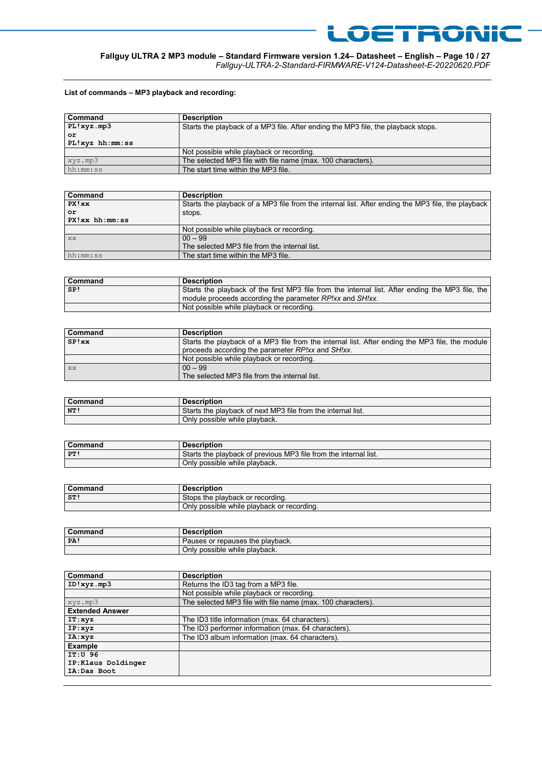**List of commands – MP3 playback and recording:**

| Command | Description |
|---|---|
| **PL!xyz.mp3**<br>**or**<br>**PL!xyz hh:mm:ss** | Starts the playback of a MP3 file. After ending the MP3 file, the playback stops. |
| | Not possible while playback or recording. |
| xyz.mp3 | The selected MP3 file with file name (max. 100 characters). |
| hh:mm:ss | The start time within the MP3 file. |

| Command | Description |
|---|---|
| **PX!xx**<br>**or**<br>**PX!xx hh:mm:ss** | Starts the playback of a MP3 file from the internal list. After ending the MP3 file, the playback stops. |
| | Not possible while playback or recording. |
| xx | 00 – 99<br>The selected MP3 file from the internal list. |
| hh:mm:ss | The start time within the MP3 file. |

| Command | Description |
|---|---|
| **SP!** | Starts the playback of the first MP3 file from the internal list. After ending the MP3 file, the module proceeds according the parameter *RP!xx* and *SH!xx*. |
| | Not possible while playback or recording. |

| Command | Description |
|---|---|
| **SP!xx** | Starts the playback of a MP3 file from the internal list. After ending the MP3 file, the module proceeds according the parameter *RP!xx* and *SH!xx*. |
| | Not possible while playback or recording. |
| xx | 00 – 99<br>The selected MP3 file from the internal list. |

| Command | Description |
|---|---|
| **NT!** | Starts the playback of next MP3 file from the internal list. |
| | Only possible while playback. |

| Command | Description |
|---|---|
| **PT!** | Starts the playback of previous MP3 file from the internal list. |
| | Only possible while playback. |

| Command | Description |
|---|---|
| **ST!** | Stops the playback or recording. |
| | Only possible while playback or recording. |

| Command | Description |
|---|---|
| **PA!** | Pauses or repauses the playback. |
| | Only possible while playback. |

| Command | Description |
|---|---|
| **ID!xyz.mp3** | Returns the ID3 tag from a MP3 file. |
| | Not possible while playback or recording. |
| xyz.mp3 | The selected MP3 file with file name (max. 100 characters). |
| **Extended Answer** | |
| **IT:xyz** | The ID3 title information (max. 64 characters). |
| **IP:xyz** | The ID3 performer information (max. 64 characters). |
| **IA:xyz** | The ID3 album information (max. 64 characters). |
| **Example** | |
| **IT:U 96**<br>**IP:Klaus Doldinger**<br>**IA:Das Boot** | |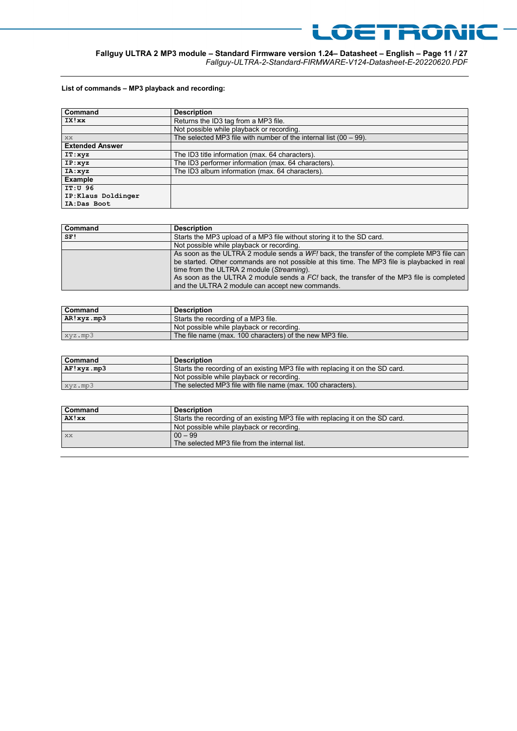**List of commands – MP3 playback and recording:**

| Command | Description |
|---|---|
| **IX!xx** | Returns the ID3 tag from a MP3 file. |
| | Not possible while playback or recording. |
| xx | The selected MP3 file with number of the internal list (00 – 99). |
| **Extended Answer** | |
| **IT:xyz** | The ID3 title information (max. 64 characters). |
| **IP:xyz** | The ID3 performer information (max. 64 characters). |
| **IA:xyz** | The ID3 album information (max. 64 characters). |
| **Example** | |
| **IT:U 96**<br>**IP:Klaus Doldinger**<br>**IA:Das Boot** | |

| Command | Description |
|---|---|
| **SF!** | Starts the MP3 upload of a MP3 file without storing it to the SD card. |
| | Not possible while playback or recording. |
| | As soon as the ULTRA 2 module sends a *WF!* back, the transfer of the complete MP3 file can be started. Other commands are not possible at this time. The MP3 file is playbacked in real time from the ULTRA 2 module (*Streaming*).<br>As soon as the ULTRA 2 module sends a *FC!* back, the transfer of the MP3 file is completed and the ULTRA 2 module can accept new commands. |

| Command | Description |
|---|---|
| **AR!xyz.mp3** | Starts the recording of a MP3 file. |
| | Not possible while playback or recording. |
| xyz.mp3 | The file name (max. 100 characters) of the new MP3 file. |

| Command | Description |
|---|---|
| **AF!xyz.mp3** | Starts the recording of an existing MP3 file with replacing it on the SD card. |
| | Not possible while playback or recording. |
| xyz.mp3 | The selected MP3 file with file name (max. 100 characters). |

| Command | Description |
|---|---|
| **AX!xx** | Starts the recording of an existing MP3 file with replacing it on the SD card. |
| | Not possible while playback or recording. |
| xx | 00 – 99<br>The selected MP3 file from the internal list. |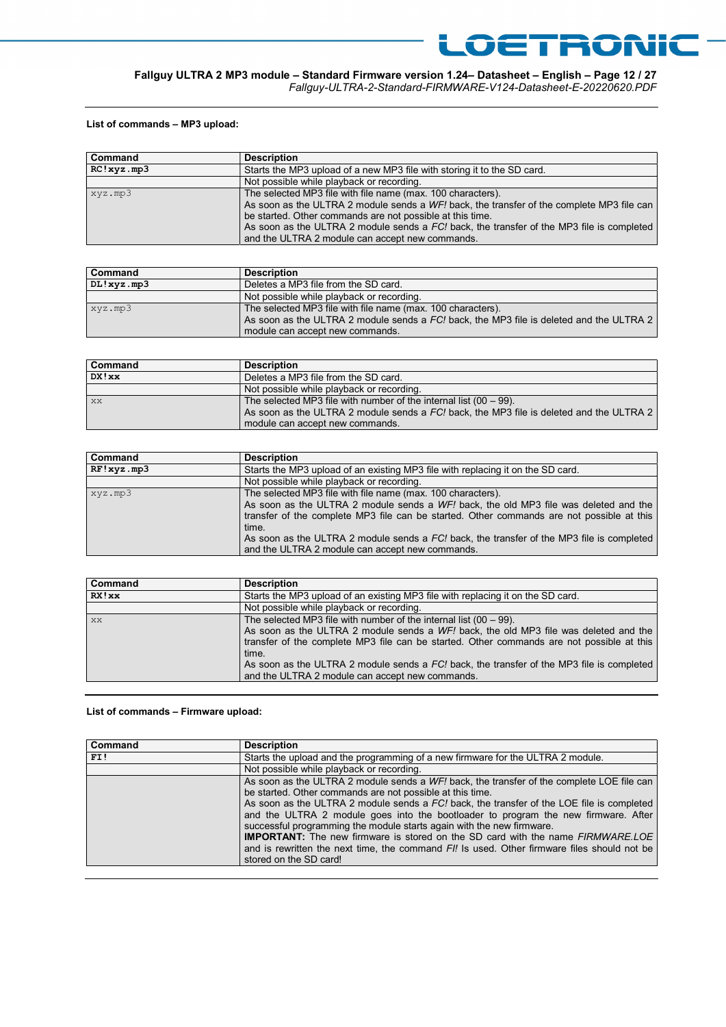**List of commands – MP3 upload:**

| Command | Description |
|---|---|
| **RC!xyz.mp3** | Starts the MP3 upload of a new MP3 file with storing it to the SD card. |
| | Not possible while playback or recording. |
| xyz.mp3 | The selected MP3 file with file name (max. 100 characters).<br>As soon as the ULTRA 2 module sends a *WF!* back, the transfer of the complete MP3 file can be started. Other commands are not possible at this time.<br>As soon as the ULTRA 2 module sends a *FC!* back, the transfer of the MP3 file is completed and the ULTRA 2 module can accept new commands. |

| Command | Description |
|---|---|
| **DL!xyz.mp3** | Deletes a MP3 file from the SD card. |
| | Not possible while playback or recording. |
| xyz.mp3 | The selected MP3 file with file name (max. 100 characters).<br>As soon as the ULTRA 2 module sends a *FC!* back, the MP3 file is deleted and the ULTRA 2 module can accept new commands. |

| Command | Description |
|---|---|
| **DX!xx** | Deletes a MP3 file from the SD card. |
| | Not possible while playback or recording. |
| xx | The selected MP3 file with number of the internal list (00 – 99).<br>As soon as the ULTRA 2 module sends a *FC!* back, the MP3 file is deleted and the ULTRA 2 module can accept new commands. |

| Command | Description |
|---|---|
| **RF!xyz.mp3** | Starts the MP3 upload of an existing MP3 file with replacing it on the SD card. |
| | Not possible while playback or recording. |
| xyz.mp3 | The selected MP3 file with file name (max. 100 characters).<br>As soon as the ULTRA 2 module sends a *WF!* back, the old MP3 file was deleted and the transfer of the complete MP3 file can be started. Other commands are not possible at this time.<br>As soon as the ULTRA 2 module sends a *FC!* back, the transfer of the MP3 file is completed and the ULTRA 2 module can accept new commands. |

| Command | Description |
|---|---|
| **RX!xx** | Starts the MP3 upload of an existing MP3 file with replacing it on the SD card. |
| | Not possible while playback or recording. |
| xx | The selected MP3 file with number of the internal list (00 – 99).<br>As soon as the ULTRA 2 module sends a *WF!* back, the old MP3 file was deleted and the transfer of the complete MP3 file can be started. Other commands are not possible at this time.<br>As soon as the ULTRA 2 module sends a *FC!* back, the transfer of the MP3 file is completed and the ULTRA 2 module can accept new commands. |

**List of commands – Firmware upload:**

| Command | Description |
|---|---|
| **FI!** | Starts the upload and the programming of a new firmware for the ULTRA 2 module. |
| | Not possible while playback or recording. |
| | As soon as the ULTRA 2 module sends a *WF!* back, the transfer of the complete LOE file can be started. Other commands are not possible at this time.<br>As soon as the ULTRA 2 module sends a *FC!* back, the transfer of the LOE file is completed and the ULTRA 2 module goes into the bootloader to program the new firmware. After successful programming the module starts again with the new firmware.<br>**IMPORTANT:** The new firmware is stored on the SD card with the name *FIRMWARE.LOE* and is rewritten the next time, the command *FI!* Is used. Other firmware files should not be stored on the SD card! |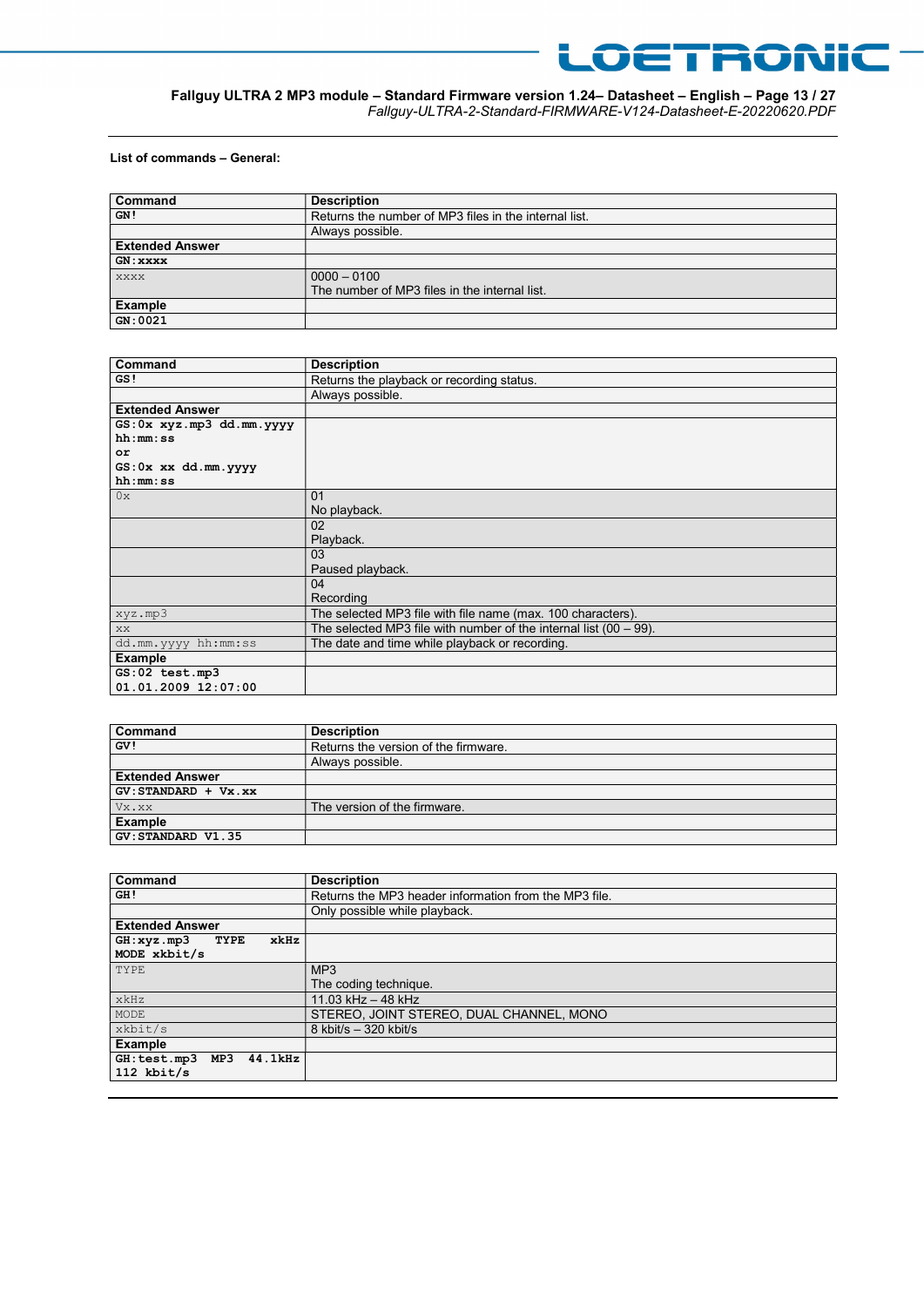**List of commands – General:**

| Command | Description |
|---|---|
| **GN!** | Returns the number of MP3 files in the internal list. |
| | Always possible. |
| **Extended Answer** | |
| **GN:xxxx** | |
| xxxx | 0000 – 0100<br>The number of MP3 files in the internal list. |
| **Example** | |
| **GN:0021** | |

| Command | Description |
|---|---|
| **GS!** | Returns the playback or recording status. |
| | Always possible. |
| **Extended Answer** | |
| **GS:0x xyz.mp3 dd.mm.yyyy hh:mm:ss**<br>**or**<br>**GS:0x xx dd.mm.yyyy hh:mm:ss** | |
| 0x | 01<br>No playback. |
| | 02<br>Playback. |
| | 03<br>Paused playback. |
| | 04<br>Recording |
| xyz.mp3 | The selected MP3 file with file name (max. 100 characters). |
| xx | The selected MP3 file with number of the internal list (00 – 99). |
| dd.mm.yyyy hh:mm:ss | The date and time while playback or recording. |
| **Example** | |
| **GS:02 test.mp3 01.01.2009 12:07:00** | |

| Command | Description |
|---|---|
| **GV!** | Returns the version of the firmware. |
| | Always possible. |
| **Extended Answer** | |
| **GV:STANDARD + Vx.xx** | |
| Vx.xx | The version of the firmware. |
| **Example** | |
| **GV:STANDARD V1.35** | |

| Command | Description |
|---|---|
| **GH!** | Returns the MP3 header information from the MP3 file. |
| | Only possible while playback. |
| **Extended Answer** | |
| **GH:xyz.mp3 TYPE xkHz MODE xkbit/s** | |
| TYPE | MP3<br>The coding technique. |
| xkHz | 11.03 kHz – 48 kHz |
| MODE | STEREO, JOINT STEREO, DUAL CHANNEL, MONO |
| xkbit/s | 8 kbit/s – 320 kbit/s |
| **Example** | |
| **GH:test.mp3 MP3 44.1kHz 112 kbit/s** | |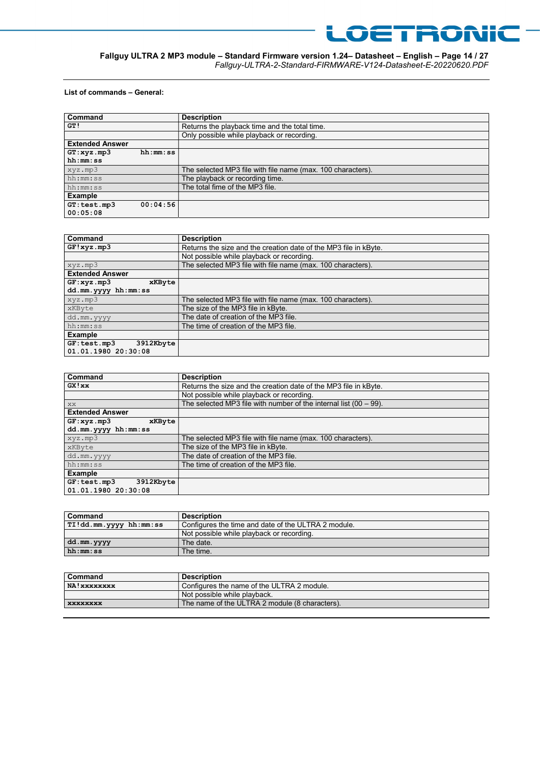**List of commands – General:**

| Command | Description |
|---|---|
| **GT!** | Returns the playback time and the total time. |
| | Only possible while playback or recording. |
| **Extended Answer** | |
| **GT:xyz.mp3 hh:mm:ss hh:mm:ss** | |
| xyz.mp3 | The selected MP3 file with file name (max. 100 characters). |
| hh:mm:ss | The playback or recording time. |
| hh:mm:ss | The total fime of the MP3 file. |
| **Example** | |
| **GT:test.mp3 00:04:56 00:05:08** | |

| Command | Description |
|---|---|
| **GF!xyz.mp3** | Returns the size and the creation date of the MP3 file in kByte. |
| | Not possible while playback or recording. |
| xyz.mp3 | The selected MP3 file with file name (max. 100 characters). |
| **Extended Answer** | |
| **GF:xyz.mp3 xKByte dd.mm.yyyy hh:mm:ss** | |
| xyz.mp3 | The selected MP3 file with file name (max. 100 characters). |
| xKByte | The size of the MP3 file in kByte. |
| dd.mm.yyyy | The date of creation of the MP3 file. |
| hh:mm:ss | The time of creation of the MP3 file. |
| **Example** | |
| **GF:test.mp3 3912Kbyte 01.01.1980 20:30:08** | |

| Command | Description |
|---|---|
| **GX!xx** | Returns the size and the creation date of the MP3 file in kByte. |
| | Not possible while playback or recording. |
| xx | The selected MP3 file with number of the internal list (00 – 99). |
| **Extended Answer** | |
| **GF:xyz.mp3 xKByte dd.mm.yyyy hh:mm:ss** | |
| xyz.mp3 | The selected MP3 file with file name (max. 100 characters). |
| xKByte | The size of the MP3 file in kByte. |
| dd.mm.yyyy | The date of creation of the MP3 file. |
| hh:mm:ss | The time of creation of the MP3 file. |
| **Example** | |
| **GF:test.mp3 3912Kbyte 01.01.1980 20:30:08** | |

| Command | Description |
|---|---|
| **TI!dd.mm.yyyy hh:mm:ss** | Configures the time and date of the ULTRA 2 module. |
| | Not possible while playback or recording. |
| **dd.mm.yyyy** | The date. |
| **hh:mm:ss** | The time. |

| Command | Description |
|---|---|
| **NA!xxxxxxxx** | Configures the name of the ULTRA 2 module. |
| | Not possible while playback. |
| **xxxxxxxx** | The name of the ULTRA 2 module (8 characters). |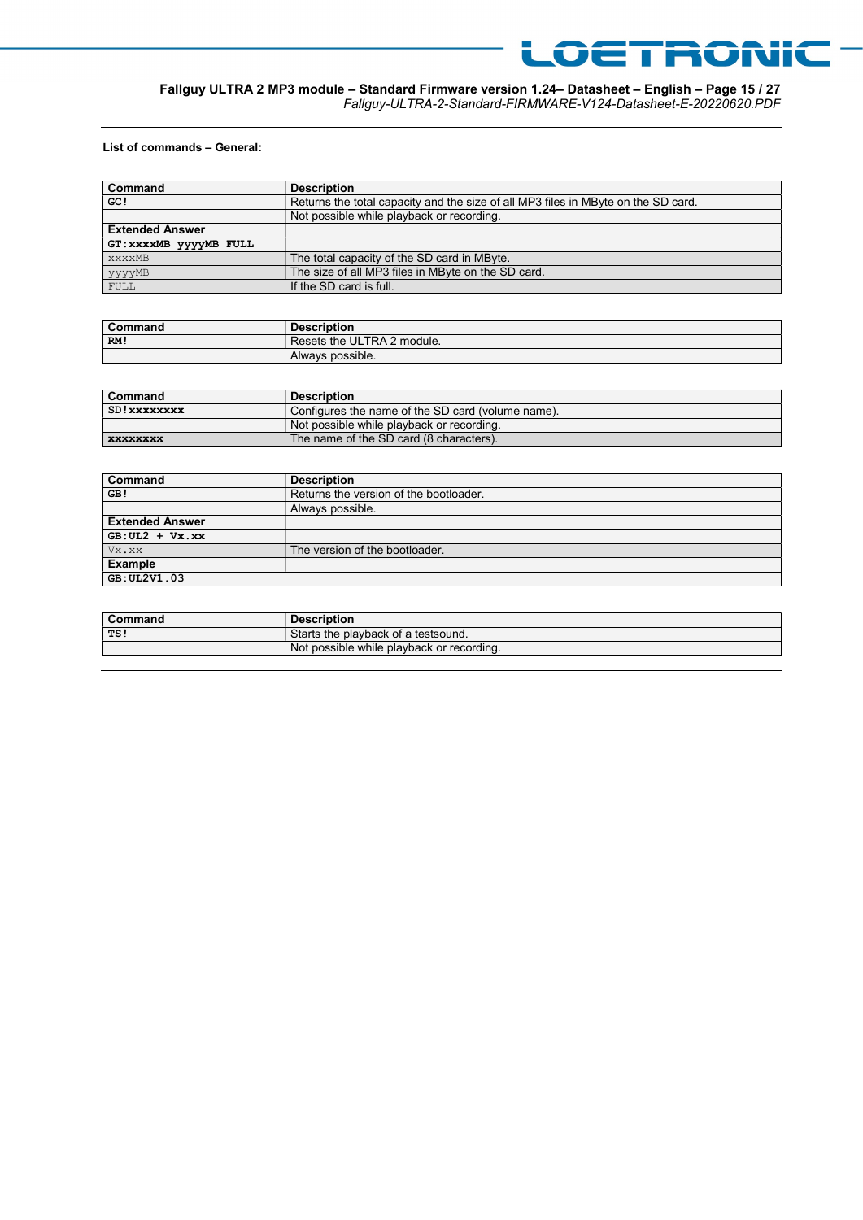**List of commands – General:**

| Command | Description |
|---|---|
| **GC!** | Returns the total capacity and the size of all MP3 files in MByte on the SD card. |
| | Not possible while playback or recording. |
| **Extended Answer** | |
| **GT:xxxxMB yyyyMB FULL** | |
| xxxxMB | The total capacity of the SD card in MByte. |
| yyyyMB | The size of all MP3 files in MByte on the SD card. |
| FULL | If the SD card is full. |

| Command | Description |
|---|---|
| **RM!** | Resets the ULTRA 2 module. |
| | Always possible. |

| Command | Description |
|---|---|
| **SD!xxxxxxxx** | Configures the name of the SD card (volume name). |
| | Not possible while playback or recording. |
| **xxxxxxxx** | The name of the SD card (8 characters). |

| Command | Description |
|---|---|
| **GB!** | Returns the version of the bootloader. |
| | Always possible. |
| **Extended Answer** | |
| **GB:UL2 + Vx.xx** | |
| Vx.xx | The version of the bootloader. |
| **Example** | |
| **GB:UL2V1.03** | |

| Command | Description |
|---|---|
| **TS!** | Starts the playback of a testsound. |
| | Not possible while playback or recording. |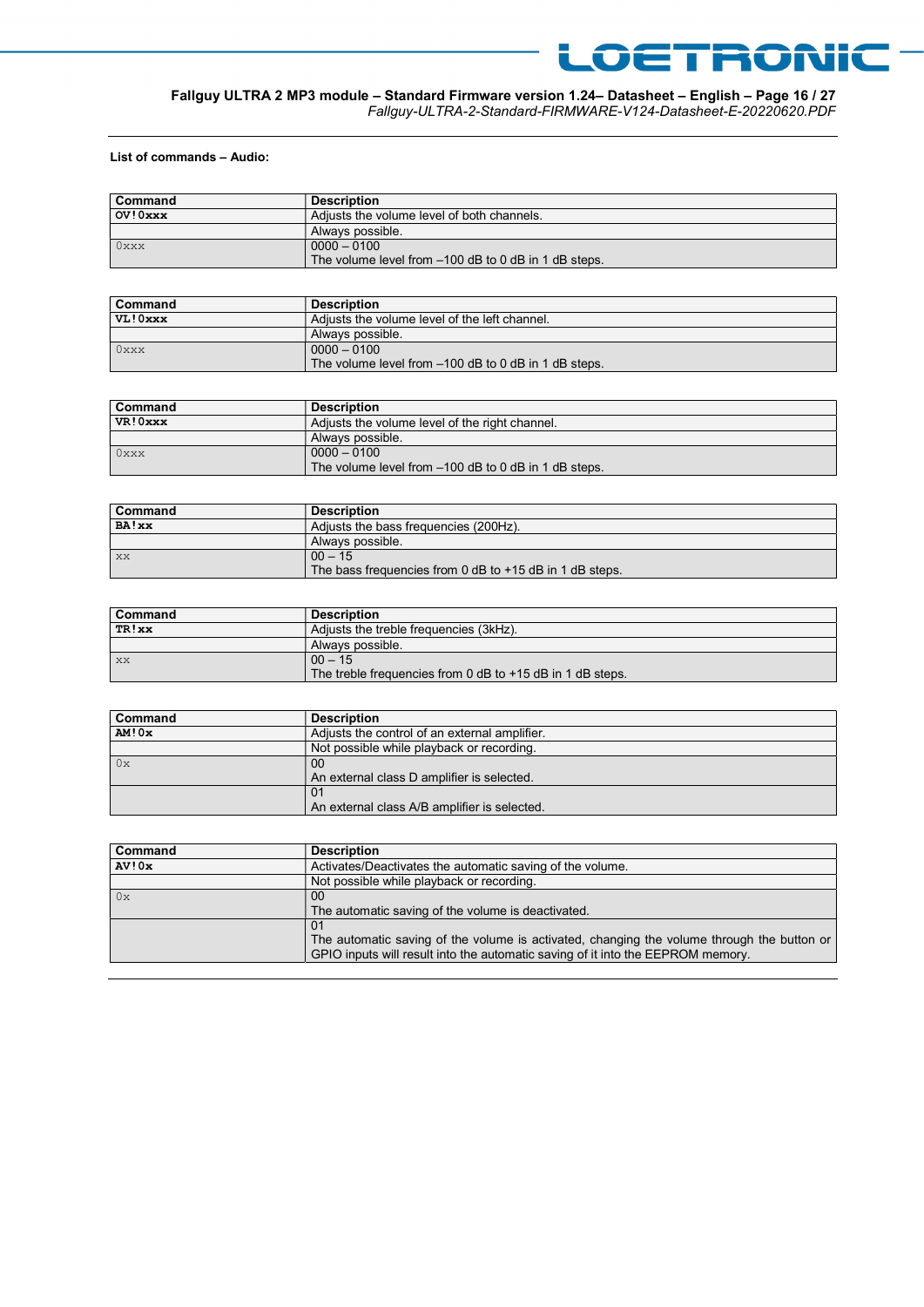**List of commands – Audio:**

| Command | Description |
|---|---|
| **OV!0xxx** | Adjusts the volume level of both channels. |
| | Always possible. |
| 0xxx | 0000 – 0100<br>The volume level from –100 dB to 0 dB in 1 dB steps. |

| Command | Description |
|---|---|
| **VL!0xxx** | Adjusts the volume level of the left channel. |
| | Always possible. |
| 0xxx | 0000 – 0100<br>The volume level from –100 dB to 0 dB in 1 dB steps. |

| Command | Description |
|---|---|
| **VR!0xxx** | Adjusts the volume level of the right channel. |
| | Always possible. |
| 0xxx | 0000 – 0100<br>The volume level from –100 dB to 0 dB in 1 dB steps. |

| Command | Description |
|---|---|
| **BA!xx** | Adjusts the bass frequencies (200Hz). |
| | Always possible. |
| xx | 00 – 15<br>The bass frequencies from 0 dB to +15 dB in 1 dB steps. |

| Command | Description |
|---|---|
| **TR!xx** | Adjusts the treble frequencies (3kHz). |
| | Always possible. |
| xx | 00 – 15<br>The treble frequencies from 0 dB to +15 dB in 1 dB steps. |

| Command | Description |
|---|---|
| **AM!0x** | Adjusts the control of an external amplifier. |
| | Not possible while playback or recording. |
| 0x | 00<br>An external class D amplifier is selected. |
| | 01<br>An external class A/B amplifier is selected. |

| Command | Description |
|---|---|
| **AV!0x** | Activates/Deactivates the automatic saving of the volume. |
| | Not possible while playback or recording. |
| 0x | 00<br>The automatic saving of the volume is deactivated. |
| | 01<br>The automatic saving of the volume is activated, changing the volume through the button or GPIO inputs will result into the automatic saving of it into the EEPROM memory. |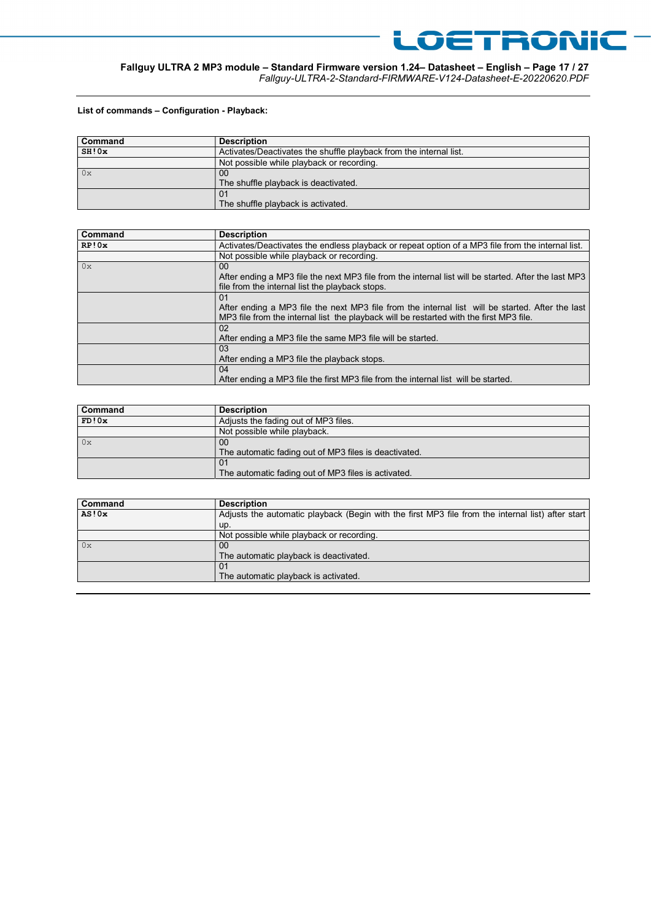**List of commands – Configuration - Playback:**

| Command | Description |
|---|---|
| **SH!0x** | Activates/Deactivates the shuffle playback from the internal list. |
| | Not possible while playback or recording. |
| 0x | 00<br>The shuffle playback is deactivated. |
| | 01<br>The shuffle playback is activated. |

| Command | Description |
|---|---|
| **RP!0x** | Activates/Deactivates the endless playback or repeat option of a MP3 file from the internal list. |
| | Not possible while playback or recording. |
| 0x | 00<br>After ending a MP3 file the next MP3 file from the internal list will be started. After the last MP3 file from the internal list the playback stops. |
| | 01<br>After ending a MP3 file the next MP3 file from the internal list will be started. After the last MP3 file from the internal list the playback will be restarted with the first MP3 file. |
| | 02<br>After ending a MP3 file the same MP3 file will be started. |
| | 03<br>After ending a MP3 file the playback stops. |
| | 04<br>After ending a MP3 file the first MP3 file from the internal list will be started. |

| Command | Description |
|---|---|
| **FD!0x** | Adjusts the fading out of MP3 files. |
| | Not possible while playback. |
| 0x | 00<br>The automatic fading out of MP3 files is deactivated. |
| | 01<br>The automatic fading out of MP3 files is activated. |

| Command | Description |
|---|---|
| **AS!0x** | Adjusts the automatic playback (Begin with the first MP3 file from the internal list) after start up. |
| | Not possible while playback or recording. |
| 0x | 00<br>The automatic playback is deactivated. |
| | 01<br>The automatic playback is activated. |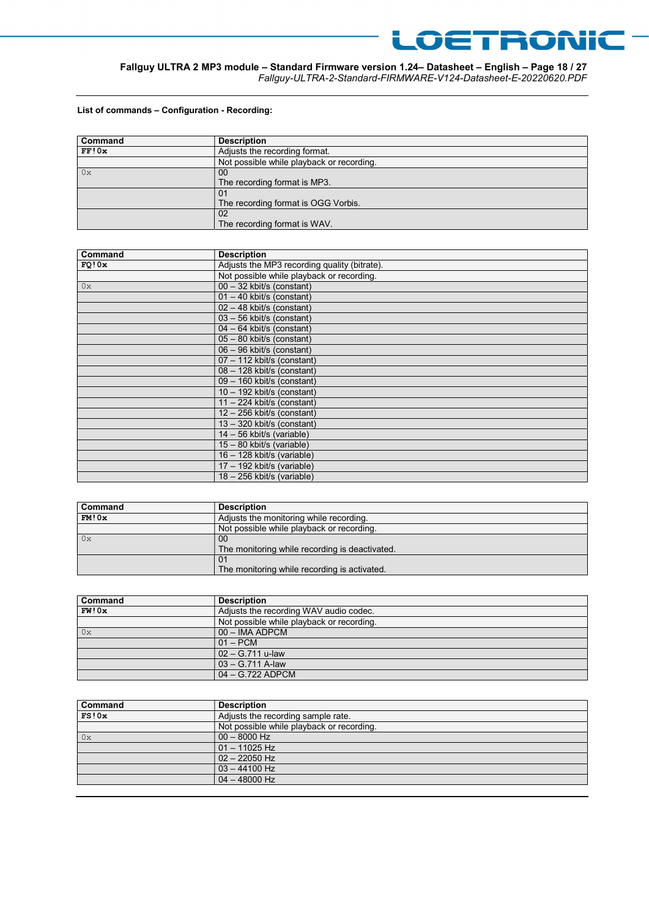**List of commands – Configuration - Recording:**

| Command | Description |
|---|---|
| **FF!0x** | Adjusts the recording format. |
| | Not possible while playback or recording. |
| 0x | 00<br>The recording format is MP3. |
| | 01<br>The recording format is OGG Vorbis. |
| | 02<br>The recording format is WAV. |

| Command | Description |
|---|---|
| **FQ!0x** | Adjusts the MP3 recording quality (bitrate). |
| | Not possible while playback or recording. |
| 0x | 00 – 32 kbit/s (constant) |
| | 01 – 40 kbit/s (constant) |
| | 02 – 48 kbit/s (constant) |
| | 03 – 56 kbit/s (constant) |
| | 04 – 64 kbit/s (constant) |
| | 05 – 80 kbit/s (constant) |
| | 06 – 96 kbit/s (constant) |
| | 07 – 112 kbit/s (constant) |
| | 08 – 128 kbit/s (constant) |
| | 09 – 160 kbit/s (constant) |
| | 10 – 192 kbit/s (constant) |
| | 11 – 224 kbit/s (constant) |
| | 12 – 256 kbit/s (constant) |
| | 13 – 320 kbit/s (constant) |
| | 14 – 56 kbit/s (variable) |
| | 15 – 80 kbit/s (variable) |
| | 16 – 128 kbit/s (variable) |
| | 17 – 192 kbit/s (variable) |
| | 18 – 256 kbit/s (variable) |

| Command | Description |
|---|---|
| **FM!0x** | Adjusts the monitoring while recording. |
| | Not possible while playback or recording. |
| 0x | 00<br>The monitoring while recording is deactivated. |
| | 01<br>The monitoring while recording is activated. |

| Command | Description |
|---|---|
| **FW!0x** | Adjusts the recording WAV audio codec. |
| | Not possible while playback or recording. |
| 0x | 00 – IMA ADPCM |
| | 01 – PCM |
| | 02 – G.711 u-law |
| | 03 – G.711 A-law |
| | 04 – G.722 ADPCM |

| Command | Description |
|---|---|
| **FS!0x** | Adjusts the recording sample rate. |
| | Not possible while playback or recording. |
| 0x | 00 – 8000 Hz |
| | 01 – 11025 Hz |
| | 02 – 22050 Hz |
| | 03 – 44100 Hz |
| | 04 – 48000 Hz |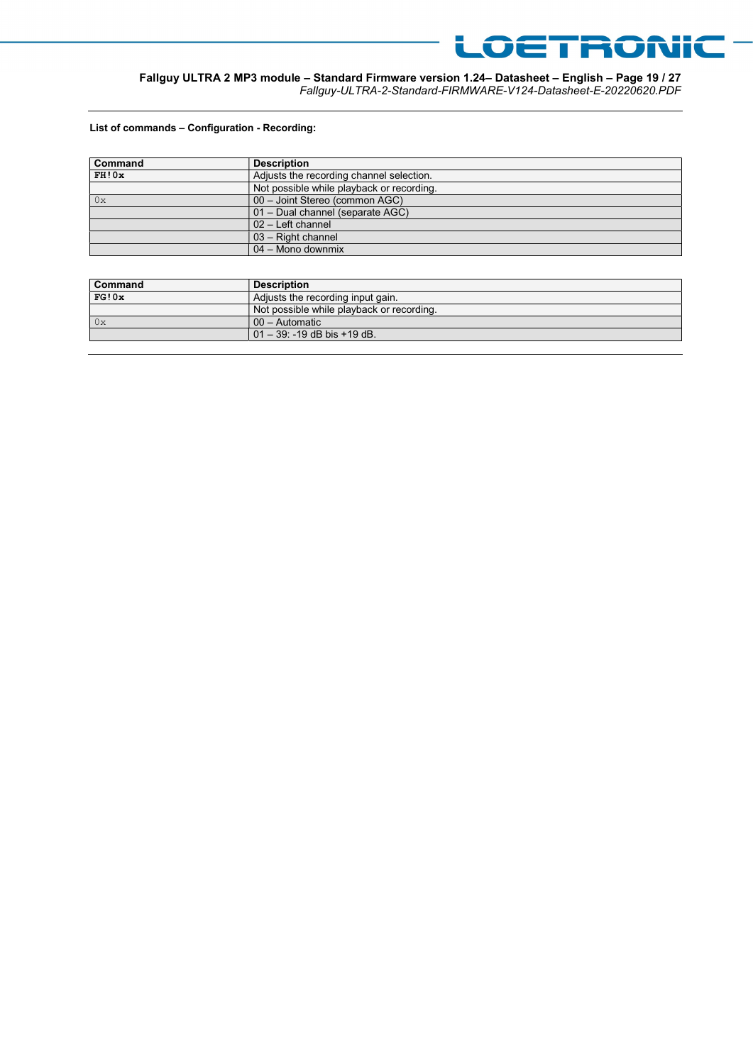**List of commands – Configuration - Recording:**

| Command | Description |
|---|---|
| **FH!0x** | Adjusts the recording channel selection. |
| | Not possible while playback or recording. |
| 0x | 00 – Joint Stereo (common AGC) |
| | 01 – Dual channel (separate AGC) |
| | 02 – Left channel |
| | 03 – Right channel |
| | 04 – Mono downmix |

| Command | Description |
|---|---|
| **FG!0x** | Adjusts the recording input gain. |
| | Not possible while playback or recording. |
| 0x | 00 – Automatic |
| | 01 – 39: -19 dB bis +19 dB. |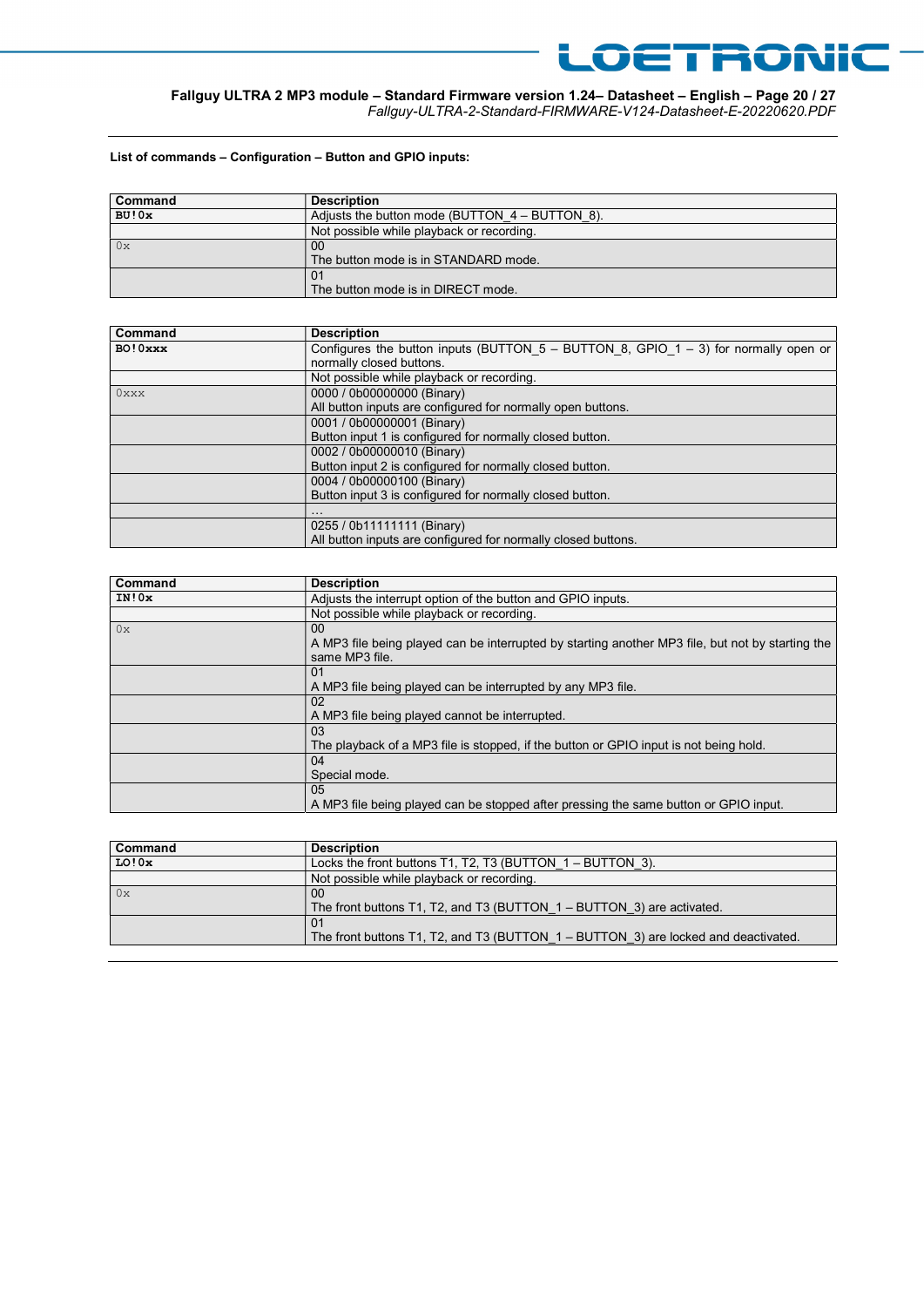**List of commands – Configuration – Button and GPIO inputs:**

| Command | Description |
|---|---|
| **BU!0x** | Adjusts the button mode (BUTTON_4 – BUTTON_8). |
| | Not possible while playback or recording. |
| 0x | 00<br>The button mode is in STANDARD mode. |
| | 01<br>The button mode is in DIRECT mode. |

| Command | Description |
|---|---|
| **BO!0xxx** | Configures the button inputs (BUTTON_5 – BUTTON_8, GPIO_1 – 3) for normally open or normally closed buttons. |
| | Not possible while playback or recording. |
| 0xxx | 0000 / 0b00000000 (Binary)<br>All button inputs are configured for normally open buttons. |
| | 0001 / 0b00000001 (Binary)<br>Button input 1 is configured for normally closed button. |
| | 0002 / 0b00000010 (Binary)<br>Button input 2 is configured for normally closed button. |
| | 0004 / 0b00000100 (Binary)<br>Button input 3 is configured for normally closed button. |
| | … |
| | 0255 / 0b11111111 (Binary)<br>All button inputs are configured for normally closed buttons. |

| Command | Description |
|---|---|
| **IN!0x** | Adjusts the interrupt option of the button and GPIO inputs. |
| | Not possible while playback or recording. |
| 0x | 00<br>A MP3 file being played can be interrupted by starting another MP3 file, but not by starting the same MP3 file. |
| | 01<br>A MP3 file being played can be interrupted by any MP3 file. |
| | 02<br>A MP3 file being played cannot be interrupted. |
| | 03<br>The playback of a MP3 file is stopped, if the button or GPIO input is not being hold. |
| | 04<br>Special mode. |
| | 05<br>A MP3 file being played can be stopped after pressing the same button or GPIO input. |

| Command | Description |
|---|---|
| **LO!0x** | Locks the front buttons T1, T2, T3 (BUTTON_1 – BUTTON_3). |
| | Not possible while playback or recording. |
| 0x | 00<br>The front buttons T1, T2, and T3 (BUTTON_1 – BUTTON_3) are activated. |
| | 01<br>The front buttons T1, T2, and T3 (BUTTON_1 – BUTTON_3) are locked and deactivated. |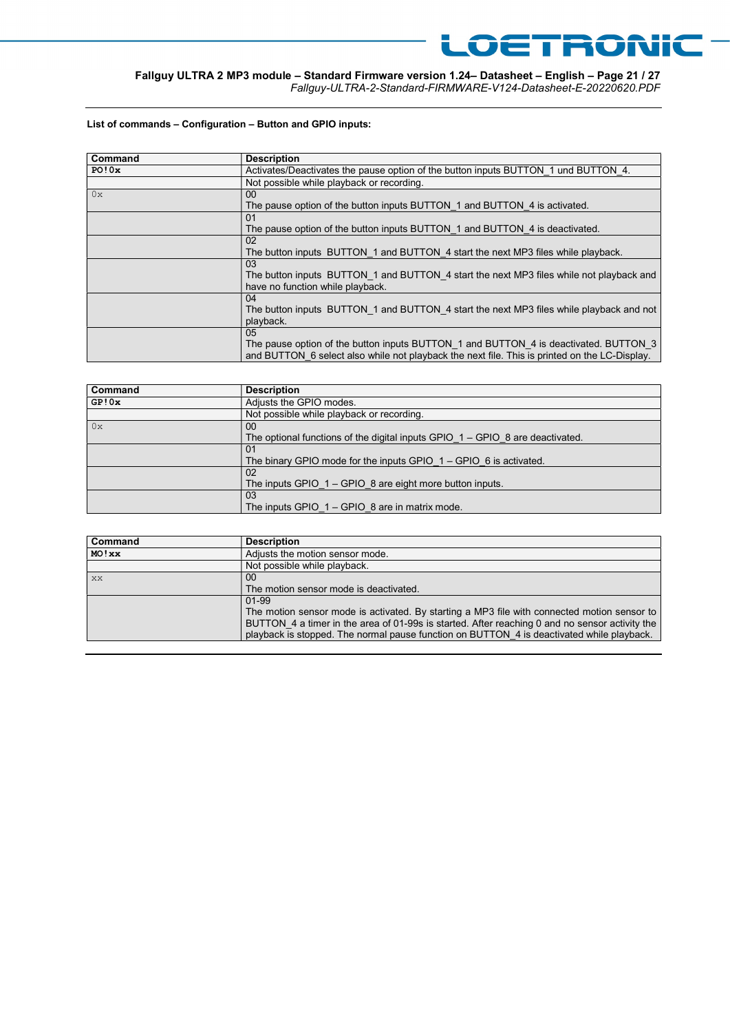**List of commands – Configuration – Button and GPIO inputs:**

| Command | Description |
|---|---|
| **PO!0x** | Activates/Deactivates the pause option of the button inputs BUTTON_1 und BUTTON_4. |
| | Not possible while playback or recording. |
| 0x | 00<br>The pause option of the button inputs BUTTON_1 and BUTTON_4 is activated. |
| | 01<br>The pause option of the button inputs BUTTON_1 and BUTTON_4 is deactivated. |
| | 02<br>The button inputs BUTTON_1 and BUTTON_4 start the next MP3 files while playback. |
| | 03<br>The button inputs BUTTON_1 and BUTTON_4 start the next MP3 files while not playback and have no function while playback. |
| | 04<br>The button inputs BUTTON_1 and BUTTON_4 start the next MP3 files while playback and not playback. |
| | 05<br>The pause option of the button inputs BUTTON_1 and BUTTON_4 is deactivated. BUTTON_3 and BUTTON_6 select also while not playback the next file. This is printed on the LC-Display. |

| Command | Description |
|---|---|
| **GP!0x** | Adjusts the GPIO modes. |
| | Not possible while playback or recording. |
| 0x | 00<br>The optional functions of the digital inputs GPIO_1 – GPIO_8 are deactivated. |
| | 01<br>The binary GPIO mode for the inputs GPIO_1 – GPIO_6 is activated. |
| | 02<br>The inputs GPIO_1 – GPIO_8 are eight more button inputs. |
| | 03<br>The inputs GPIO_1 – GPIO_8 are in matrix mode. |

| Command | Description |
|---|---|
| **MO!xx** | Adjusts the motion sensor mode. |
| | Not possible while playback. |
| xx | 00<br>The motion sensor mode is deactivated. |
| | 01-99<br>The motion sensor mode is activated. By starting a MP3 file with connected motion sensor to BUTTON_4 a timer in the area of 01-99s is started. After reaching 0 and no sensor activity the playback is stopped. The normal pause function on BUTTON_4 is deactivated while playback. |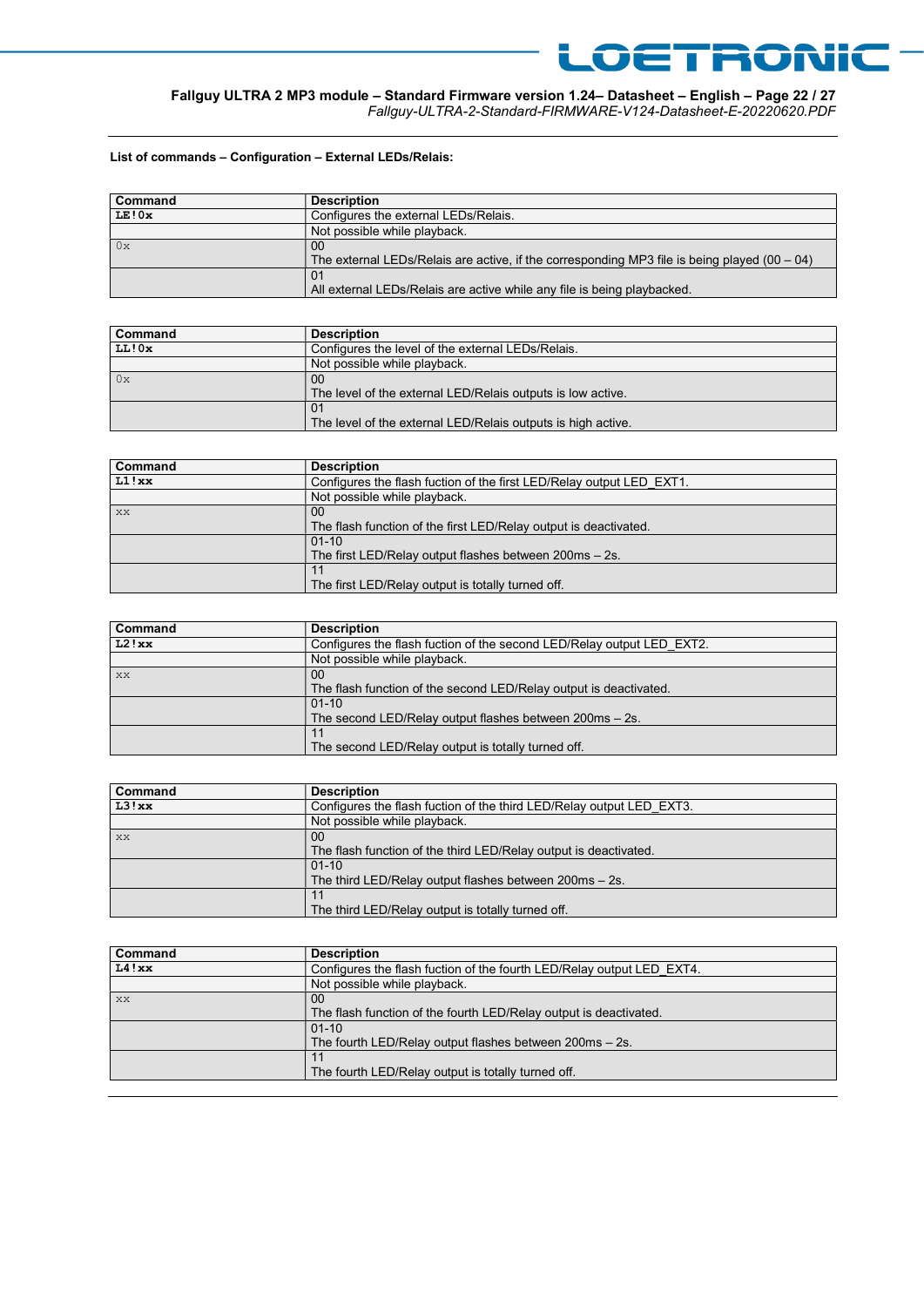**List of commands – Configuration – External LEDs/Relais:**

| Command | Description |
|---|---|
| **LE!0x** | Configures the external LEDs/Relais. |
| | Not possible while playback. |
| 0x | 00<br>The external LEDs/Relais are active, if the corresponding MP3 file is being played (00 – 04) |
| | 01<br>All external LEDs/Relais are active while any file is being playbacked. |

| Command | Description |
|---|---|
| **LL!0x** | Configures the level of the external LEDs/Relais. |
| | Not possible while playback. |
| 0x | 00<br>The level of the external LED/Relais outputs is low active. |
| | 01<br>The level of the external LED/Relais outputs is high active. |

| Command | Description |
|---|---|
| **L1!xx** | Configures the flash fuction of the first LED/Relay output LED_EXT1. |
| | Not possible while playback. |
| xx | 00<br>The flash function of the first LED/Relay output is deactivated. |
| | 01-10<br>The first LED/Relay output flashes between 200ms – 2s. |
| | 11<br>The first LED/Relay output is totally turned off. |

| Command | Description |
|---|---|
| **L2!xx** | Configures the flash fuction of the second LED/Relay output LED_EXT2. |
| | Not possible while playback. |
| xx | 00<br>The flash function of the second LED/Relay output is deactivated. |
| | 01-10<br>The second LED/Relay output flashes between 200ms – 2s. |
| | 11<br>The second LED/Relay output is totally turned off. |

| Command | Description |
|---|---|
| **L3!xx** | Configures the flash fuction of the third LED/Relay output LED_EXT3. |
| | Not possible while playback. |
| xx | 00<br>The flash function of the third LED/Relay output is deactivated. |
| | 01-10<br>The third LED/Relay output flashes between 200ms – 2s. |
| | 11<br>The third LED/Relay output is totally turned off. |

| Command | Description |
|---|---|
| **L4!xx** | Configures the flash fuction of the fourth LED/Relay output LED_EXT4. |
| | Not possible while playback. |
| xx | 00<br>The flash function of the fourth LED/Relay output is deactivated. |
| | 01-10<br>The fourth LED/Relay output flashes between 200ms – 2s. |
| | 11<br>The fourth LED/Relay output is totally turned off. |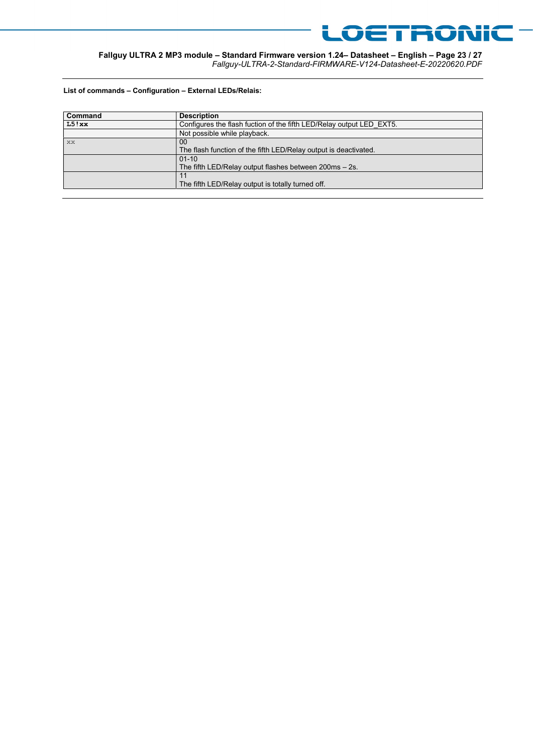**List of commands – Configuration – External LEDs/Relais:**

| Command | Description |
|---|---|
| **L5!xx** | Configures the flash fuction of the fifth LED/Relay output LED_EXT5. |
| | Not possible while playback. |
| xx | 00<br>The flash function of the fifth LED/Relay output is deactivated. |
| | 01-10<br>The fifth LED/Relay output flashes between 200ms – 2s. |
| | 11<br>The fifth LED/Relay output is totally turned off. |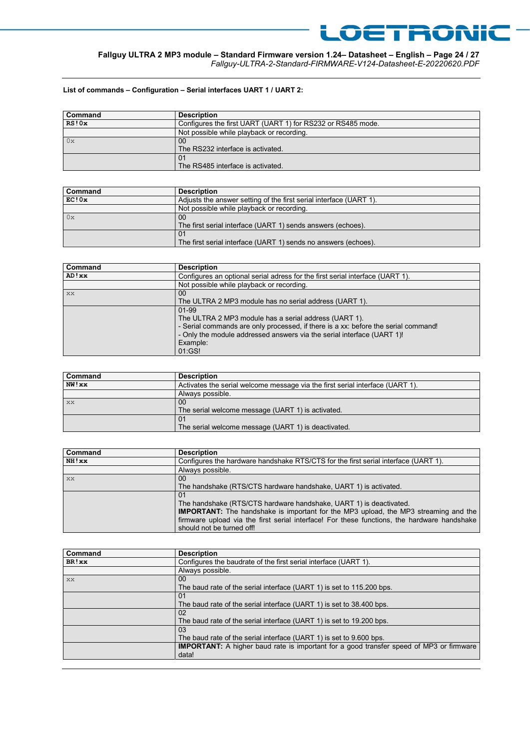**List of commands – Configuration – Serial interfaces UART 1 / UART 2:**

| Command | Description |
|---|---|
| **RS!0x** | Configures the first UART (UART 1) for RS232 or RS485 mode. |
| | Not possible while playback or recording. |
| 0x | 00<br>The RS232 interface is activated. |
| | 01<br>The RS485 interface is activated. |

| Command | Description |
|---|---|
| **EC!0x** | Adjusts the answer setting of the first serial interface (UART 1). |
| | Not possible while playback or recording. |
| 0x | 00<br>The first serial interface (UART 1) sends answers (echoes). |
| | 01<br>The first serial interface (UART 1) sends no answers (echoes). |

| Command | Description |
|---|---|
| **AD!xx** | Configures an optional serial adress for the first serial interface (UART 1). |
| | Not possible while playback or recording. |
| xx | 00<br>The ULTRA 2 MP3 module has no serial address (UART 1). |
| | 01-99<br>The ULTRA 2 MP3 module has a serial address (UART 1).<br>- Serial commands are only processed, if there is a xx: before the serial command!<br>- Only the module addressed answers via the serial interface (UART 1)!<br>Example:<br>01:GS! |

| Command | Description |
|---|---|
| **NW!xx** | Activates the serial welcome message via the first serial interface (UART 1). |
| | Always possible. |
| xx | 00<br>The serial welcome message (UART 1) is activated. |
| | 01<br>The serial welcome message (UART 1) is deactivated. |

| Command | Description |
|---|---|
| **NH!xx** | Configures the hardware handshake RTS/CTS for the first serial interface (UART 1). |
| | Always possible. |
| xx | 00<br>The handshake (RTS/CTS hardware handshake, UART 1) is activated. |
| | 01<br>The handshake (RTS/CTS hardware handshake, UART 1) is deactivated.<br>**IMPORTANT:** The handshake is important for the MP3 upload, the MP3 streaming and the firmware upload via the first serial interface! For these functions, the hardware handshake should not be turned off! |

| Command | Description |
|---|---|
| **BR!xx** | Configures the baudrate of the first serial interface (UART 1). |
| | Always possible. |
| xx | 00<br>The baud rate of the serial interface (UART 1) is set to 115.200 bps. |
| | 01<br>The baud rate of the serial interface (UART 1) is set to 38.400 bps. |
| | 02<br>The baud rate of the serial interface (UART 1) is set to 19.200 bps. |
| | 03<br>The baud rate of the serial interface (UART 1) is set to 9.600 bps. |
| | **IMPORTANT:** A higher baud rate is important for a good transfer speed of MP3 or firmware data! |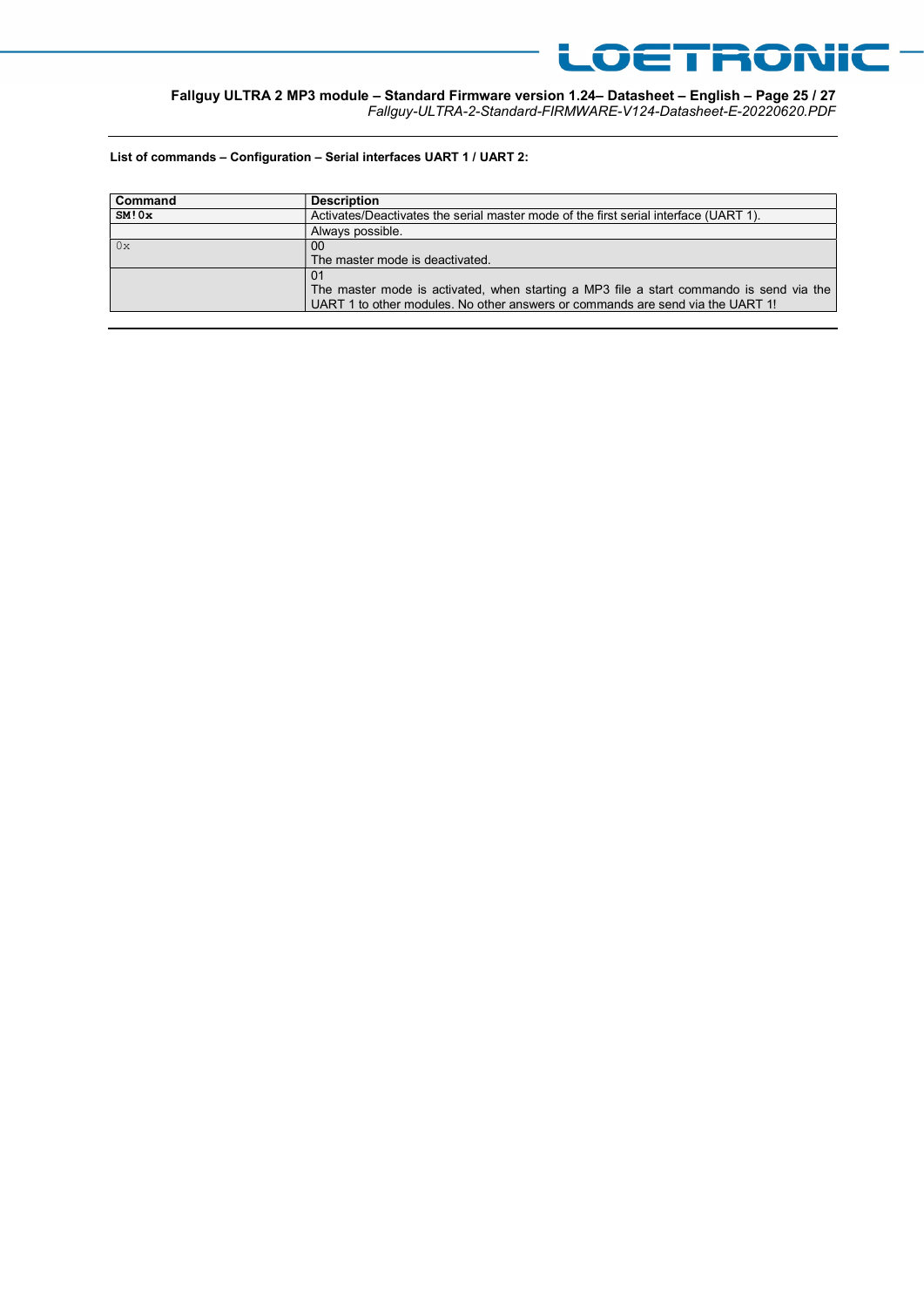**List of commands – Configuration – Serial interfaces UART 1 / UART 2:**

| Command | Description |
|---|---|
| **SM!0x** | Activates/Deactivates the serial master mode of the first serial interface (UART 1). |
| | Always possible. |
| 0x | 00<br>The master mode is deactivated. |
| | 01<br>The master mode is activated, when starting a MP3 file a start commando is send via the UART 1 to other modules. No other answers or commands are send via the UART 1! |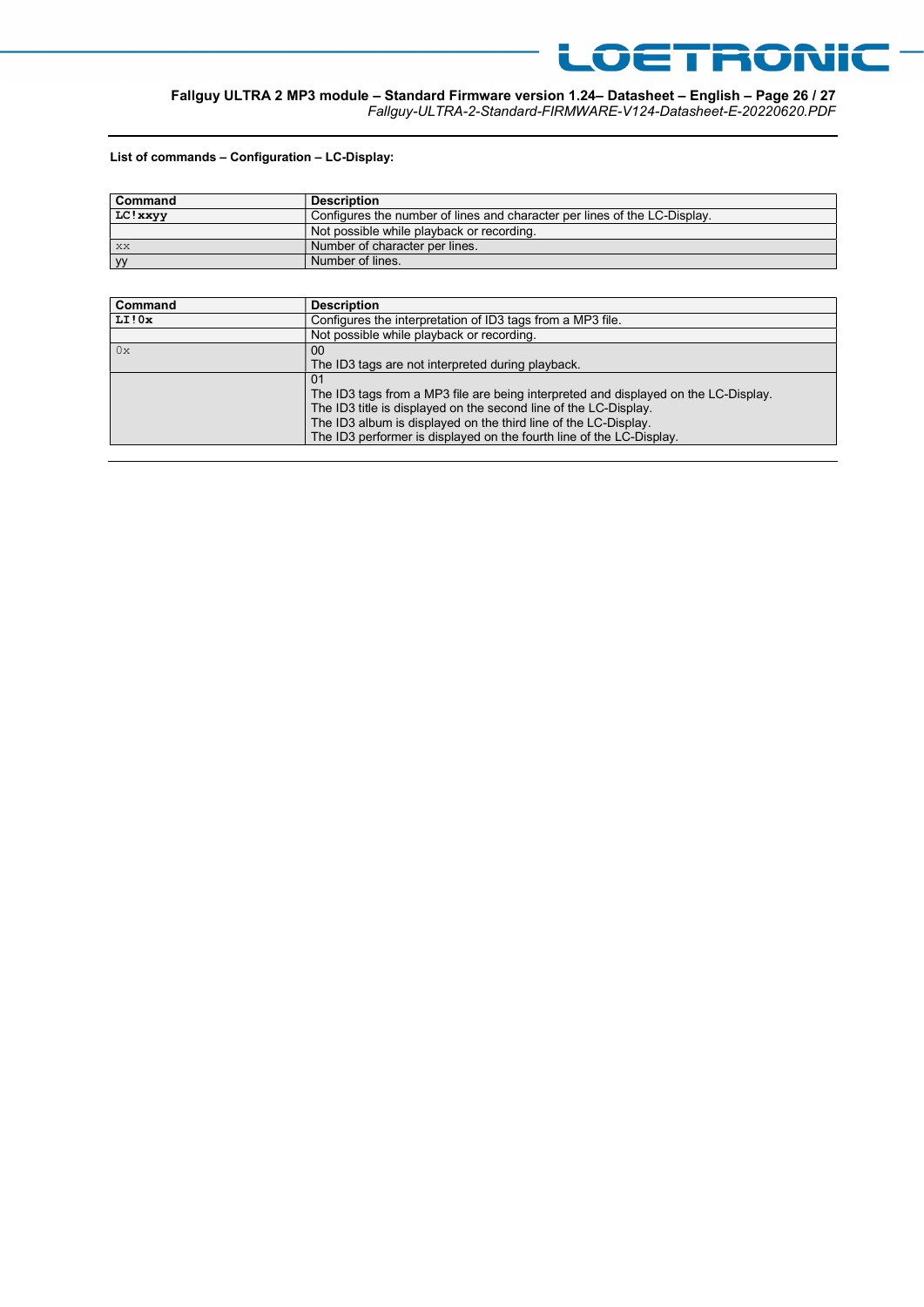**List of commands – Configuration – LC-Display:**

| Command | Description |
| --- | --- |
| **LC!xxyy** | Configures the number of lines and character per lines of the LC-Display. |
| | Not possible while playback or recording. |
| xx | Number of character per lines. |
| yy | Number of lines. |

| Command | Description |
| --- | --- |
| **LI!0x** | Configures the interpretation of ID3 tags from a MP3 file. |
| | Not possible while playback or recording. |
| 0x | 00<br>The ID3 tags are not interpreted during playback. |
| | 01<br>The ID3 tags from a MP3 file are being interpreted and displayed on the LC-Display.<br>The ID3 title is displayed on the second line of the LC-Display.<br>The ID3 album is displayed on the third line of the LC-Display.<br>The ID3 performer is displayed on the fourth line of the LC-Display. |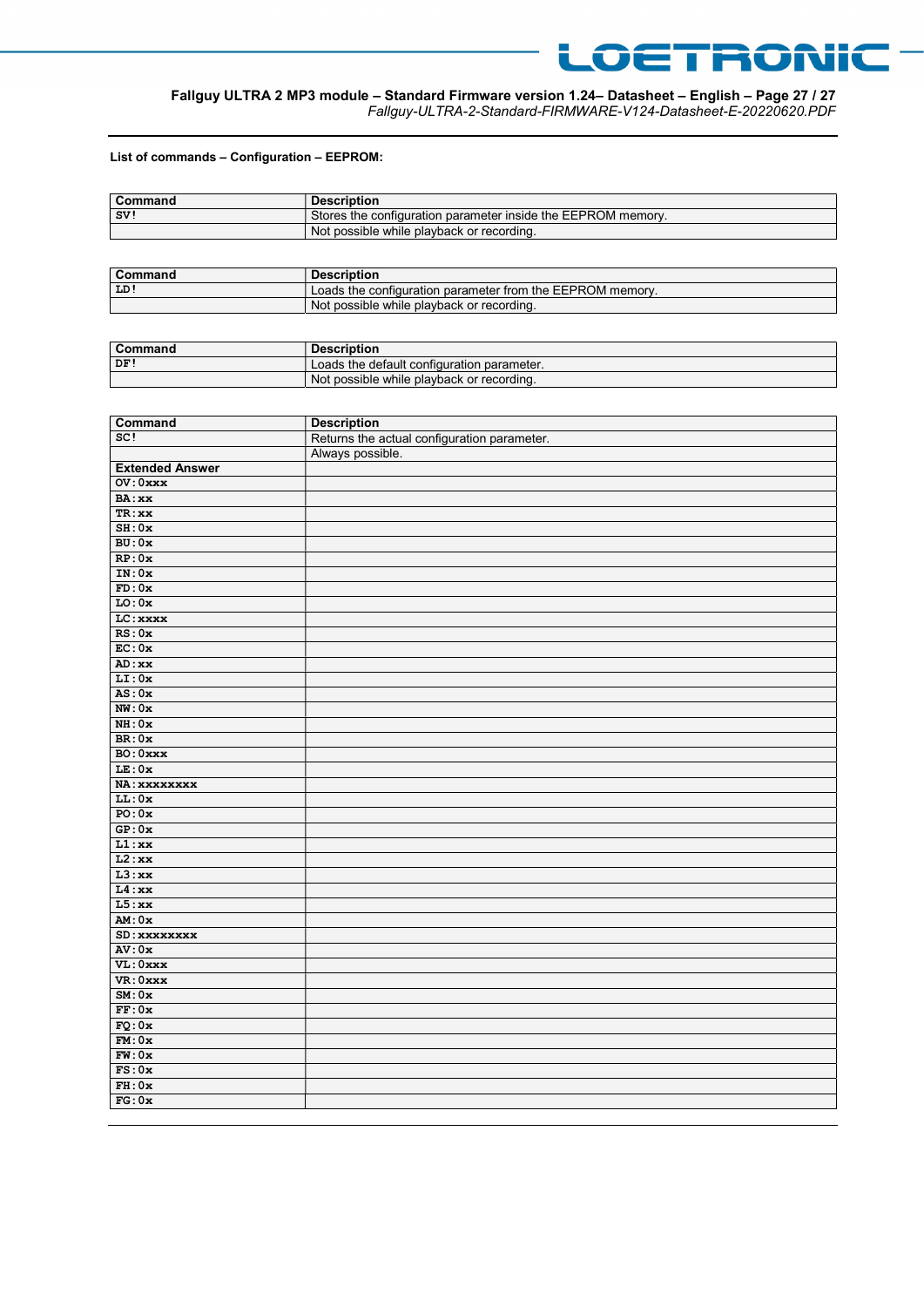**List of commands – Configuration – EEPROM:**

| Command | Description |
|---|---|
| `SV!` | Stores the configuration parameter inside the EEPROM memory. |
| | Not possible while playback or recording. |

| Command | Description |
|---|---|
| `LD!` | Loads the configuration parameter from the EEPROM memory. |
| | Not possible while playback or recording. |

| Command | Description |
|---|---|
| `DF!` | Loads the default configuration parameter. |
| | Not possible while playback or recording. |

| Command | Description |
|---|---|
| `SC!` | Returns the actual configuration parameter. |
| | Always possible. |
| **Extended Answer** | |
| `OV:0xxx` | |
| `BA:xx` | |
| `TR:xx` | |
| `SH:0x` | |
| `BU:0x` | |
| `RP:0x` | |
| `IN:0x` | |
| `FD:0x` | |
| `LO:0x` | |
| `LC:xxxx` | |
| `RS:0x` | |
| `EC:0x` | |
| `AD:xx` | |
| `LI:0x` | |
| `AS:0x` | |
| `NW:0x` | |
| `NH:0x` | |
| `BR:0x` | |
| `BO:0xxx` | |
| `LE:0x` | |
| `NA:xxxxxxxx` | |
| `LL:0x` | |
| `PO:0x` | |
| `GP:0x` | |
| `L1:xx` | |
| `L2:xx` | |
| `L3:xx` | |
| `L4:xx` | |
| `L5:xx` | |
| `AM:0x` | |
| `SD:xxxxxxxx` | |
| `AV:0x` | |
| `VL:0xxx` | |
| `VR:0xxx` | |
| `SM:0x` | |
| `FF:0x` | |
| `FQ:0x` | |
| `FM:0x` | |
| `FW:0x` | |
| `FS:0x` | |
| `FH:0x` | |
| `FG:0x` | |